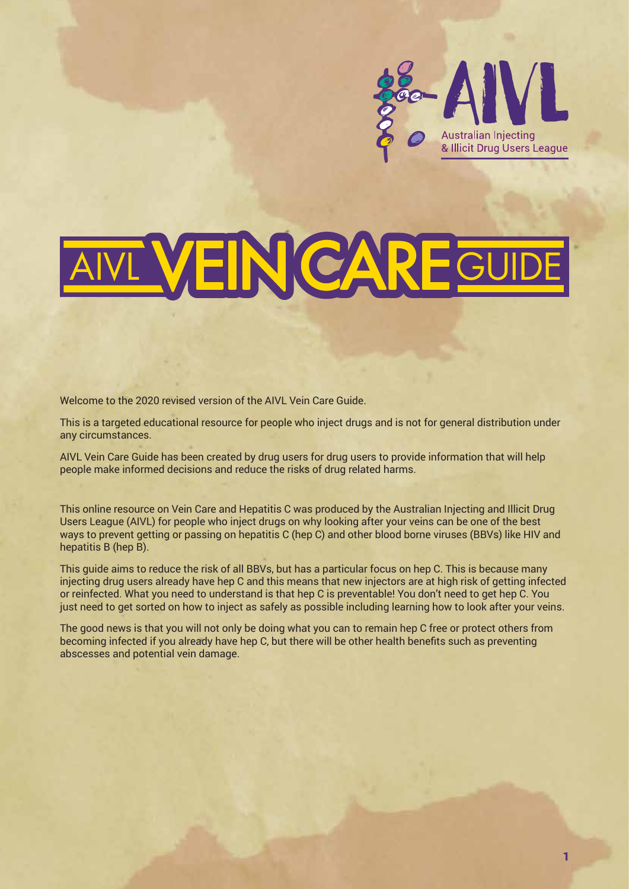Australian Injecting & Illicit Drug Users League

# AIVL VEIN CARE GUIDE

Welcome to the 2020 revised version of the AIVL Vein Care Guide.

This is a targeted educational resource for people who inject drugs and is not for general distribution under any circumstances.

AIVL Vein Care Guide has been created by drug users for drug users to provide information that will help people make informed decisions and reduce the risks of drug related harms.

This online resource on Vein Care and Hepatitis C was produced by the Australian Injecting and Illicit Drug Users League (AIVL) for people who inject drugs on why looking after your veins can be one of the best ways to prevent getting or passing on hepatitis C (hep C) and other blood borne viruses (BBVs) like HIV and hepatitis B (hep B).

This guide aims to reduce the risk of all BBVs, but has a particular focus on hep C. This is because many injecting drug users already have hep C and this means that new injectors are at high risk of getting infected or reinfected. What you need to understand is that hep C is preventable! You don't need to get hep C. You just need to get sorted on how to inject as safely as possible including learning how to look after your veins.

The good news is that you will not only be doing what you can to remain hep C free or protect others from becoming infected if you already have hep C, but there will be other health benefits such as preventing abscesses and potential vein damage.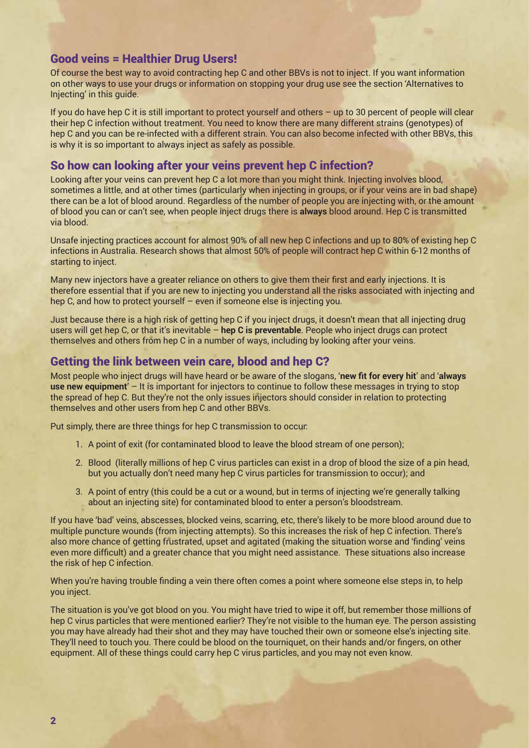## Good veins = Healthier Drug Users!

Of course the best way to avoid contracting hep C and other BBVs is not to inject. If you want information on other ways to use your drugs or information on stopping your drug use see the section 'Alternatives to Injecting' in this guide.

If you do have hep C it is still important to protect yourself and others – up to 30 percent of people will clear their hep C infection without treatment. You need to know there are many different strains (genotypes) of hep C and you can be re-infected with a different strain. You can also become infected with other BBVs, this is why it is so important to always inject as safely as possible.

## So how can looking after your veins prevent hep C infection?

Looking after your veins can prevent hep C a lot more than you might think. Injecting involves blood, sometimes a little, and at other times (particularly when injecting in groups, or if your veins are in bad shape) there can be a lot of blood around. Regardless of the number of people you are injecting with, or the amount of blood you can or can't see, when people inject drugs there is **always** blood around. Hep C is transmitted via blood.

Unsafe injecting practices account for almost 90% of all new hep C infections and up to 80% of existing hep C infections in Australia. Research shows that almost 50% of people will contract hep C within 6-12 months of starting to inject.

Many new injectors have a greater reliance on others to give them their first and early injections. It is therefore essential that if you are new to injecting you understand all the risks associated with injecting and hep C, and how to protect yourself – even if someone else is injecting you.

Just because there is a high risk of getting hep C if you inject drugs, it doesn't mean that all injecting drug users will get hep C, or that it's inevitable – **hep C is preventable**. People who inject drugs can protect themselves and others from hep C in a number of ways, including by looking after your veins.

## Getting the link between vein care, blood and hep C?

Most people who inject drugs will have heard or be aware of the slogans, '**new fit for every hit**' and '**always use new equipment**' – It is important for injectors to continue to follow these messages in trying to stop the spread of hep C. But they're not the only issues injectors should consider in relation to protecting themselves and other users from hep C and other BBVs.

Put simply, there are three things for hep C transmission to occur:

1. A point of exit (for contaminated blood to leave the blood stream of one person);
2. Blood (literally millions of hep C virus particles can exist in a drop of blood the size of a pin head, but you actually don't need many hep C virus particles for transmission to occur); and
3. A point of entry (this could be a cut or a wound, but in terms of injecting we're generally talking about an injecting site) for contaminated blood to enter a person's bloodstream.

If you have 'bad' veins, abscesses, blocked veins, scarring, etc, there's likely to be more blood around due to multiple puncture wounds (from injecting attempts). So this increases the risk of hep C infection. There's also more chance of getting frustrated, upset and agitated (making the situation worse and 'finding' veins even more difficult) and a greater chance that you might need assistance. These situations also increase the risk of hep C infection.

When you're having trouble finding a vein there often comes a point where someone else steps in, to help you inject.

The situation is you've got blood on you. You might have tried to wipe it off, but remember those millions of hep C virus particles that were mentioned earlier? They're not visible to the human eye. The person assisting you may have already had their shot and they may have touched their own or someone else's injecting site. They'll need to touch you. There could be blood on the tourniquet, on their hands and/or fingers, on other equipment. All of these things could carry hep C virus particles, and you may not even know.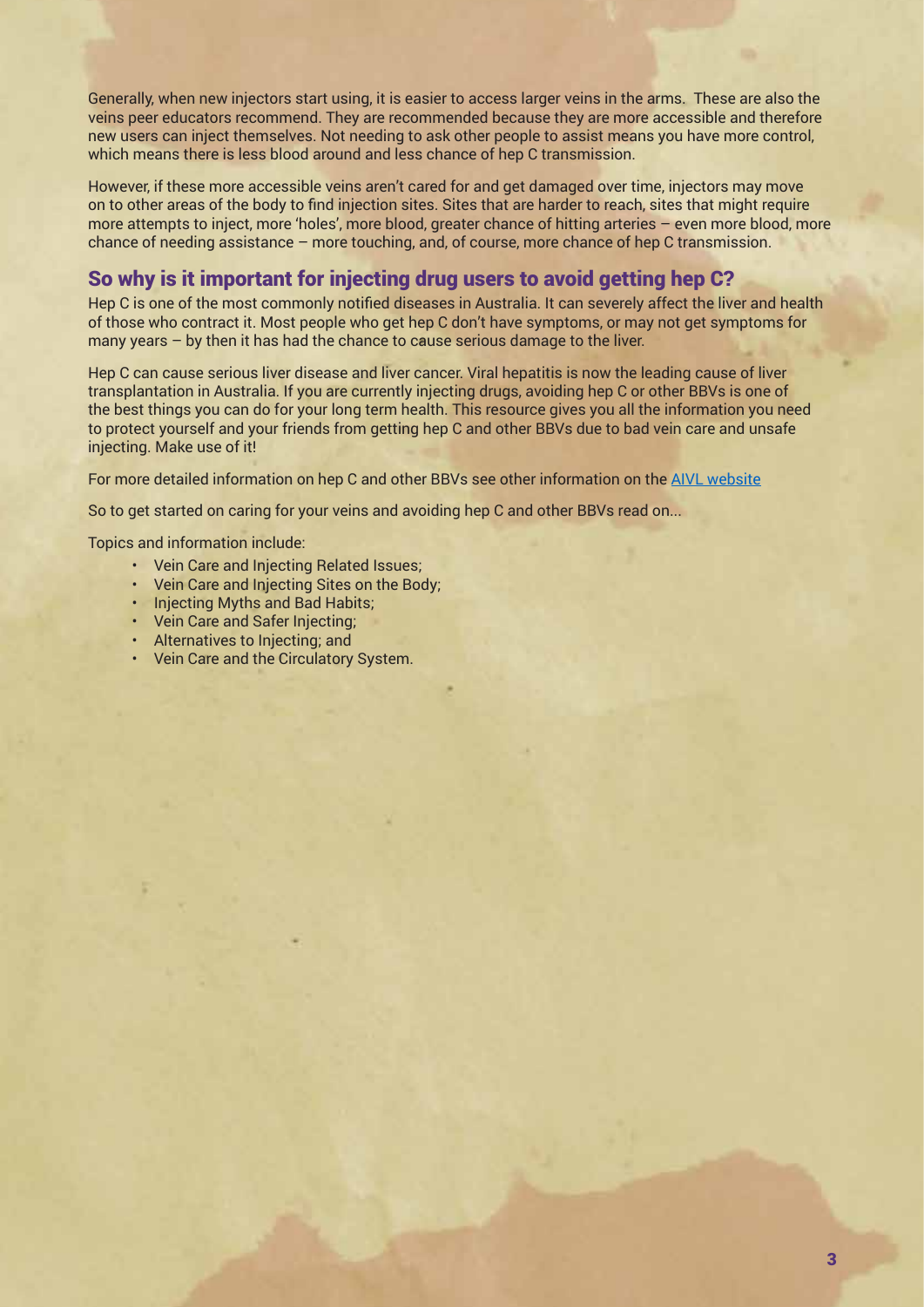Generally, when new injectors start using, it is easier to access larger veins in the arms. These are also the veins peer educators recommend. They are recommended because they are more accessible and therefore new users can inject themselves. Not needing to ask other people to assist means you have more control, which means there is less blood around and less chance of hep C transmission.

However, if these more accessible veins aren't cared for and get damaged over time, injectors may move on to other areas of the body to find injection sites. Sites that are harder to reach, sites that might require more attempts to inject, more 'holes', more blood, greater chance of hitting arteries – even more blood, more chance of needing assistance – more touching, and, of course, more chance of hep C transmission.

## So why is it important for injecting drug users to avoid getting hep C?

Hep C is one of the most commonly notified diseases in Australia. It can severely affect the liver and health of those who contract it. Most people who get hep C don't have symptoms, or may not get symptoms for many years – by then it has had the chance to cause serious damage to the liver.

Hep C can cause serious liver disease and liver cancer. Viral hepatitis is now the leading cause of liver transplantation in Australia. If you are currently injecting drugs, avoiding hep C or other BBVs is one of the best things you can do for your long term health. This resource gives you all the information you need to protect yourself and your friends from getting hep C and other BBVs due to bad vein care and unsafe injecting. Make use of it!

For more detailed information on hep C and other BBVs see other information on the AIVL website

So to get started on caring for your veins and avoiding hep C and other BBVs read on...

Topics and information include:

- Vein Care and Injecting Related Issues;
- Vein Care and Injecting Sites on the Body;
- Injecting Myths and Bad Habits;
- Vein Care and Safer Injecting;
- Alternatives to Injecting; and
- Vein Care and the Circulatory System.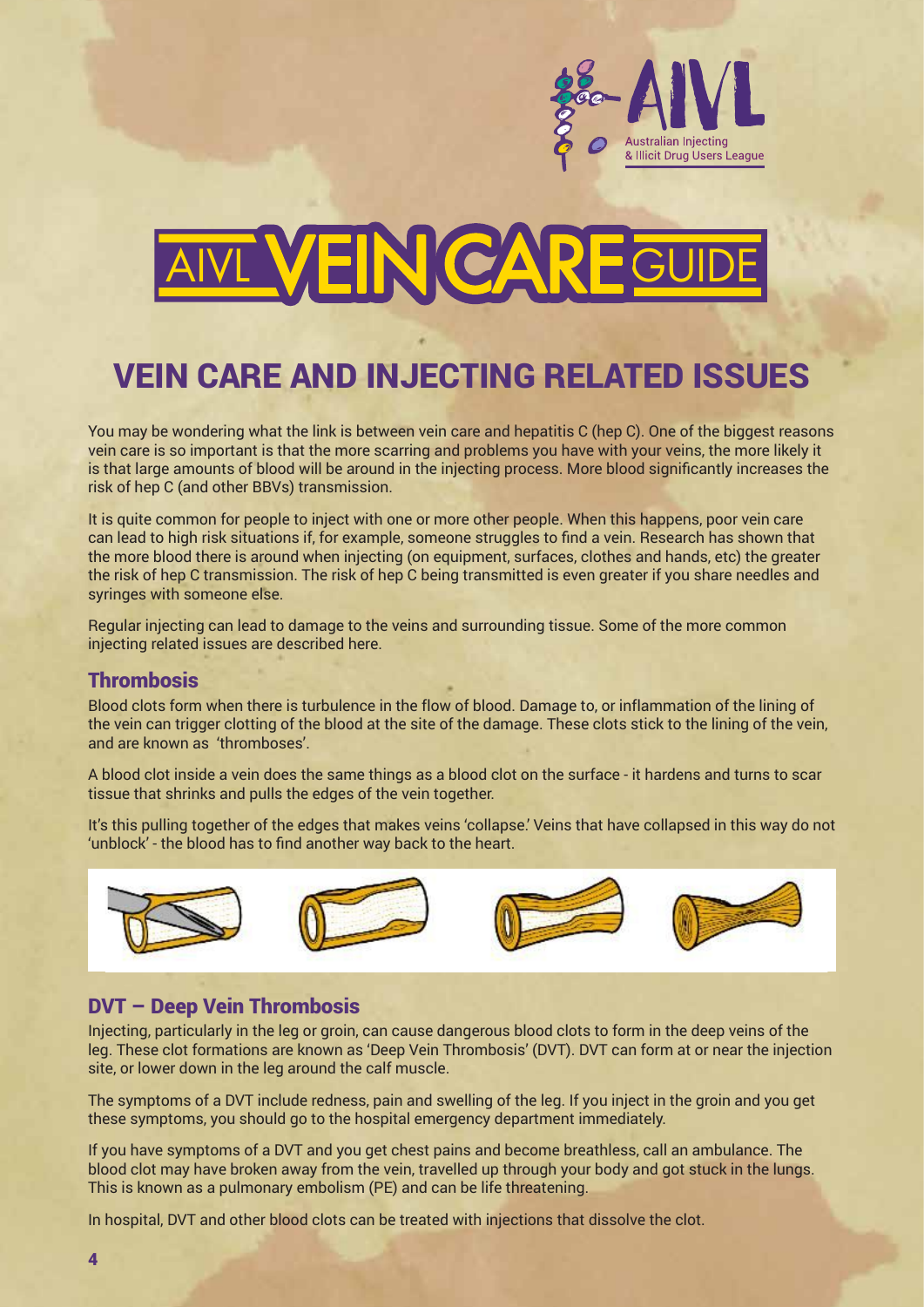# AIVL VEIN CARE GUIDE

## VEIN CARE AND INJECTING RELATED ISSUES

You may be wondering what the link is between vein care and hepatitis C (hep C). One of the biggest reasons vein care is so important is that the more scarring and problems you have with your veins, the more likely it is that large amounts of blood will be around in the injecting process. More blood significantly increases the risk of hep C (and other BBVs) transmission.

It is quite common for people to inject with one or more other people. When this happens, poor vein care can lead to high risk situations if, for example, someone struggles to find a vein. Research has shown that the more blood there is around when injecting (on equipment, surfaces, clothes and hands, etc) the greater the risk of hep C transmission. The risk of hep C being transmitted is even greater if you share needles and syringes with someone else.

Regular injecting can lead to damage to the veins and surrounding tissue. Some of the more common injecting related issues are described here.

### Thrombosis

Blood clots form when there is turbulence in the flow of blood. Damage to, or inflammation of the lining of the vein can trigger clotting of the blood at the site of the damage. These clots stick to the lining of the vein, and are known as 'thromboses'.

A blood clot inside a vein does the same things as a blood clot on the surface - it hardens and turns to scar tissue that shrinks and pulls the edges of the vein together.

It's this pulling together of the edges that makes veins 'collapse.' Veins that have collapsed in this way do not 'unblock' - the blood has to find another way back to the heart.

### DVT – Deep Vein Thrombosis

Injecting, particularly in the leg or groin, can cause dangerous blood clots to form in the deep veins of the leg. These clot formations are known as 'Deep Vein Thrombosis' (DVT). DVT can form at or near the injection site, or lower down in the leg around the calf muscle.

The symptoms of a DVT include redness, pain and swelling of the leg. If you inject in the groin and you get these symptoms, you should go to the hospital emergency department immediately.

If you have symptoms of a DVT and you get chest pains and become breathless, call an ambulance. The blood clot may have broken away from the vein, travelled up through your body and got stuck in the lungs. This is known as a pulmonary embolism (PE) and can be life threatening.

In hospital, DVT and other blood clots can be treated with injections that dissolve the clot.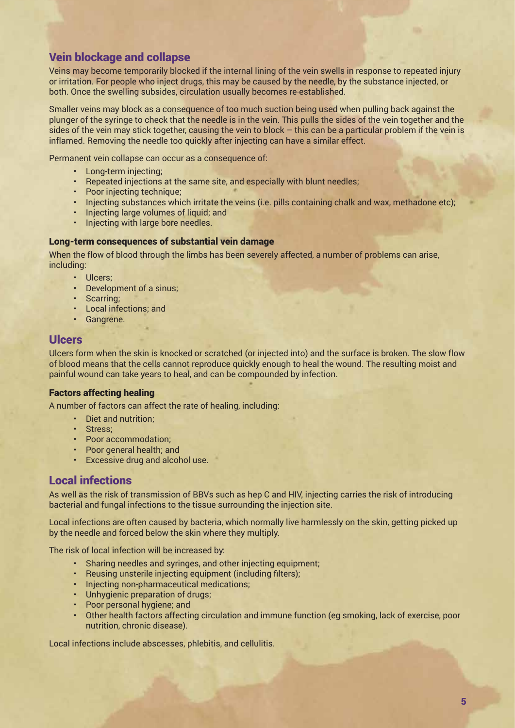## Vein blockage and collapse

Veins may become temporarily blocked if the internal lining of the vein swells in response to repeated injury or irritation. For people who inject drugs, this may be caused by the needle, by the substance injected, or both. Once the swelling subsides, circulation usually becomes re-established.

Smaller veins may block as a consequence of too much suction being used when pulling back against the plunger of the syringe to check that the needle is in the vein. This pulls the sides of the vein together and the sides of the vein may stick together, causing the vein to block – this can be a particular problem if the vein is inflamed. Removing the needle too quickly after injecting can have a similar effect.

Permanent vein collapse can occur as a consequence of:

- Long-term injecting;
- Repeated injections at the same site, and especially with blunt needles;
- Poor injecting technique;
- Injecting substances which irritate the veins (i.e. pills containing chalk and wax, methadone etc);
- Injecting large volumes of liquid; and
- Injecting with large bore needles.

### Long-term consequences of substantial vein damage

When the flow of blood through the limbs has been severely affected, a number of problems can arise, including:

- Ulcers;
- Development of a sinus;
- Scarring;
- Local infections; and
- Gangrene.

## Ulcers

Ulcers form when the skin is knocked or scratched (or injected into) and the surface is broken. The slow flow of blood means that the cells cannot reproduce quickly enough to heal the wound. The resulting moist and painful wound can take years to heal, and can be compounded by infection.

### Factors affecting healing

A number of factors can affect the rate of healing, including:

- Diet and nutrition;
- Stress;
- Poor accommodation;
- Poor general health; and
- Excessive drug and alcohol use.

## Local infections

As well as the risk of transmission of BBVs such as hep C and HIV, injecting carries the risk of introducing bacterial and fungal infections to the tissue surrounding the injection site.

Local infections are often caused by bacteria, which normally live harmlessly on the skin, getting picked up by the needle and forced below the skin where they multiply.

The risk of local infection will be increased by:

- Sharing needles and syringes, and other injecting equipment;
- Reusing unsterile injecting equipment (including filters);
- Injecting non-pharmaceutical medications;
- Unhygienic preparation of drugs;
- Poor personal hygiene; and
- Other health factors affecting circulation and immune function (eg smoking, lack of exercise, poor nutrition, chronic disease).

Local infections include abscesses, phlebitis, and cellulitis.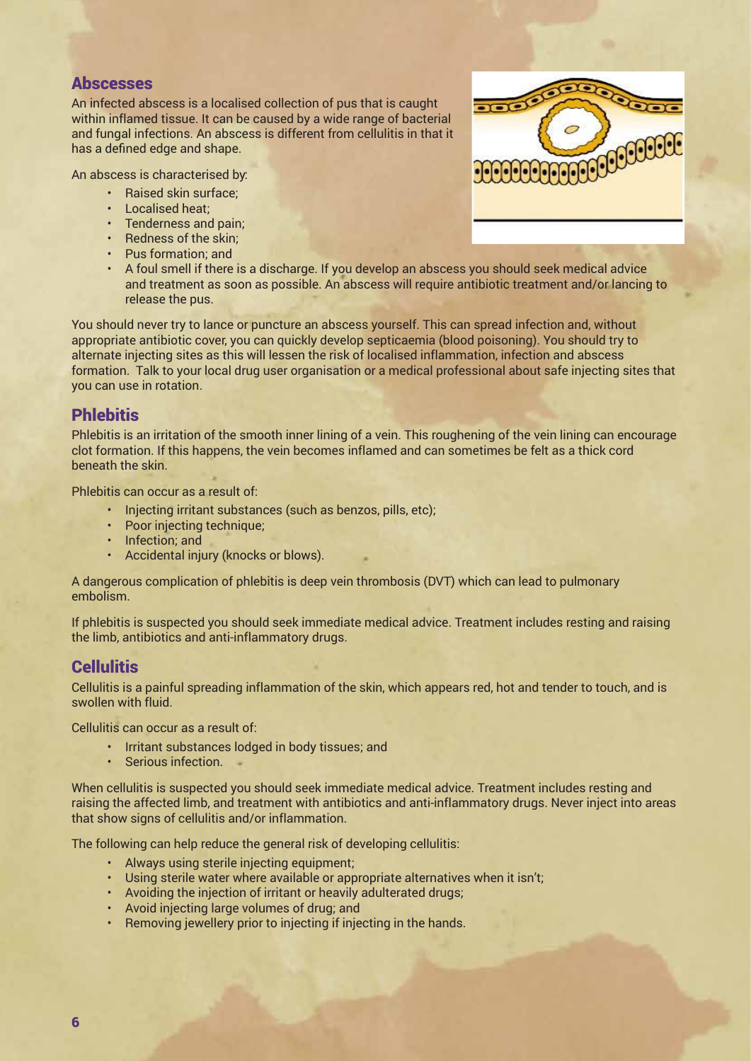## Abscesses

An infected abscess is a localised collection of pus that is caught within inflamed tissue. It can be caused by a wide range of bacterial and fungal infections. An abscess is different from cellulitis in that it has a defined edge and shape.

An abscess is characterised by:

- Raised skin surface;
- Localised heat;
- Tenderness and pain;
- Redness of the skin;
- Pus formation; and
- A foul smell if there is a discharge. If you develop an abscess you should seek medical advice and treatment as soon as possible. An abscess will require antibiotic treatment and/or lancing to release the pus.

You should never try to lance or puncture an abscess yourself. This can spread infection and, without appropriate antibiotic cover, you can quickly develop septicaemia (blood poisoning). You should try to alternate injecting sites as this will lessen the risk of localised inflammation, infection and abscess formation. Talk to your local drug user organisation or a medical professional about safe injecting sites that you can use in rotation.

## Phlebitis

Phlebitis is an irritation of the smooth inner lining of a vein. This roughening of the vein lining can encourage clot formation. If this happens, the vein becomes inflamed and can sometimes be felt as a thick cord beneath the skin.

Phlebitis can occur as a result of:

- Injecting irritant substances (such as benzos, pills, etc);
- Poor injecting technique;
- Infection; and
- Accidental injury (knocks or blows).

A dangerous complication of phlebitis is deep vein thrombosis (DVT) which can lead to pulmonary embolism.

If phlebitis is suspected you should seek immediate medical advice. Treatment includes resting and raising the limb, antibiotics and anti-inflammatory drugs.

## Cellulitis

Cellulitis is a painful spreading inflammation of the skin, which appears red, hot and tender to touch, and is swollen with fluid.

Cellulitis can occur as a result of:

- Irritant substances lodged in body tissues; and
- Serious infection.

When cellulitis is suspected you should seek immediate medical advice. Treatment includes resting and raising the affected limb, and treatment with antibiotics and anti-inflammatory drugs. Never inject into areas that show signs of cellulitis and/or inflammation.

The following can help reduce the general risk of developing cellulitis:

- Always using sterile injecting equipment;
- Using sterile water where available or appropriate alternatives when it isn't;
- Avoiding the injection of irritant or heavily adulterated drugs;
- Avoid injecting large volumes of drug; and
- Removing jewellery prior to injecting if injecting in the hands.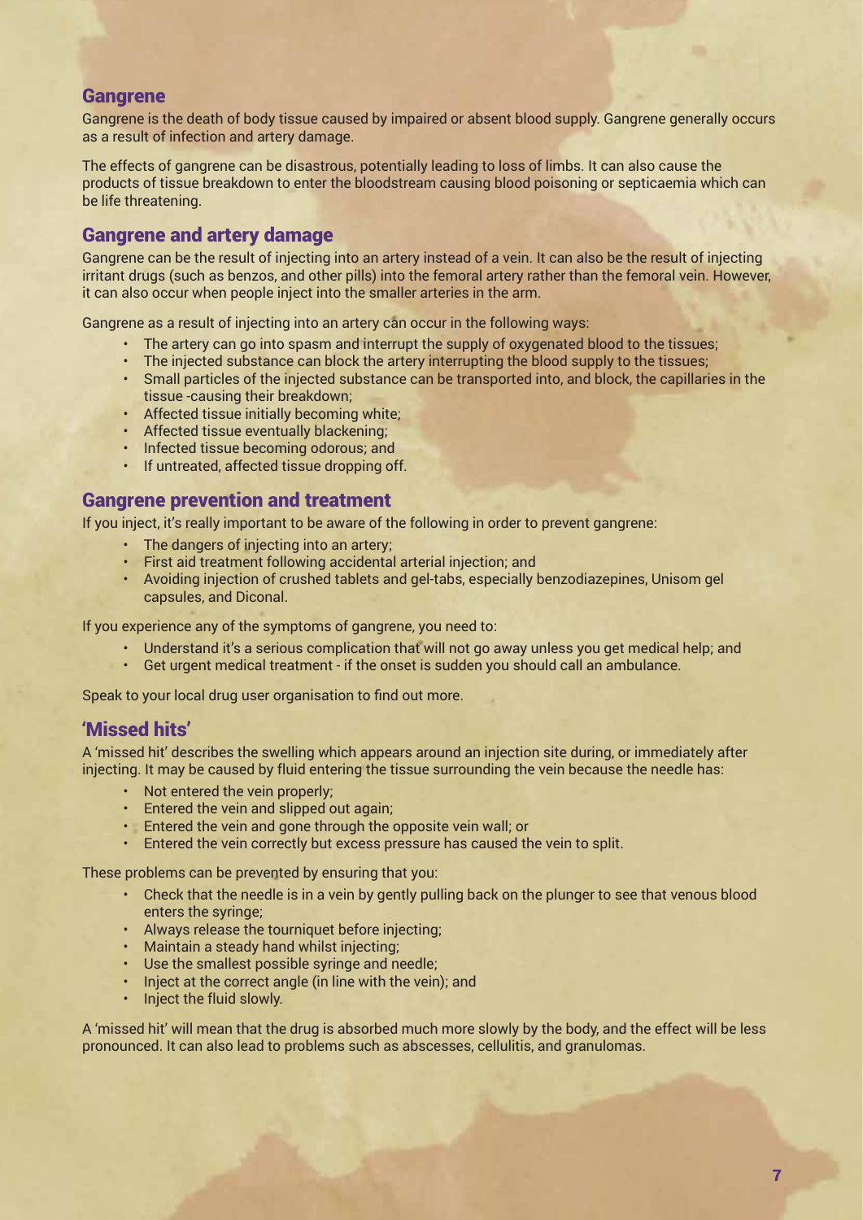## Gangrene

Gangrene is the death of body tissue caused by impaired or absent blood supply. Gangrene generally occurs as a result of infection and artery damage.

The effects of gangrene can be disastrous, potentially leading to loss of limbs. It can also cause the products of tissue breakdown to enter the bloodstream causing blood poisoning or septicaemia which can be life threatening.

## Gangrene and artery damage

Gangrene can be the result of injecting into an artery instead of a vein. It can also be the result of injecting irritant drugs (such as benzos, and other pills) into the femoral artery rather than the femoral vein. However, it can also occur when people inject into the smaller arteries in the arm.

Gangrene as a result of injecting into an artery can occur in the following ways:

- The artery can go into spasm and interrupt the supply of oxygenated blood to the tissues;
- The injected substance can block the artery interrupting the blood supply to the tissues;
- Small particles of the injected substance can be transported into, and block, the capillaries in the tissue -causing their breakdown;
- Affected tissue initially becoming white;
- Affected tissue eventually blackening;
- Infected tissue becoming odorous; and
- If untreated, affected tissue dropping off.

## Gangrene prevention and treatment

If you inject, it's really important to be aware of the following in order to prevent gangrene:

- The dangers of injecting into an artery;
- First aid treatment following accidental arterial injection; and
- Avoiding injection of crushed tablets and gel-tabs, especially benzodiazepines, Unisom gel capsules, and Diconal.

If you experience any of the symptoms of gangrene, you need to:

- Understand it's a serious complication that will not go away unless you get medical help; and
- Get urgent medical treatment - if the onset is sudden you should call an ambulance.

Speak to your local drug user organisation to find out more.

## 'Missed hits'

A 'missed hit' describes the swelling which appears around an injection site during, or immediately after injecting. It may be caused by fluid entering the tissue surrounding the vein because the needle has:

- Not entered the vein properly;
- Entered the vein and slipped out again;
- Entered the vein and gone through the opposite vein wall; or
- Entered the vein correctly but excess pressure has caused the vein to split.

These problems can be prevented by ensuring that you:

- Check that the needle is in a vein by gently pulling back on the plunger to see that venous blood enters the syringe;
- Always release the tourniquet before injecting;
- Maintain a steady hand whilst injecting;
- Use the smallest possible syringe and needle;
- Inject at the correct angle (in line with the vein); and
- Inject the fluid slowly.

A 'missed hit' will mean that the drug is absorbed much more slowly by the body, and the effect will be less pronounced. It can also lead to problems such as abscesses, cellulitis, and granulomas.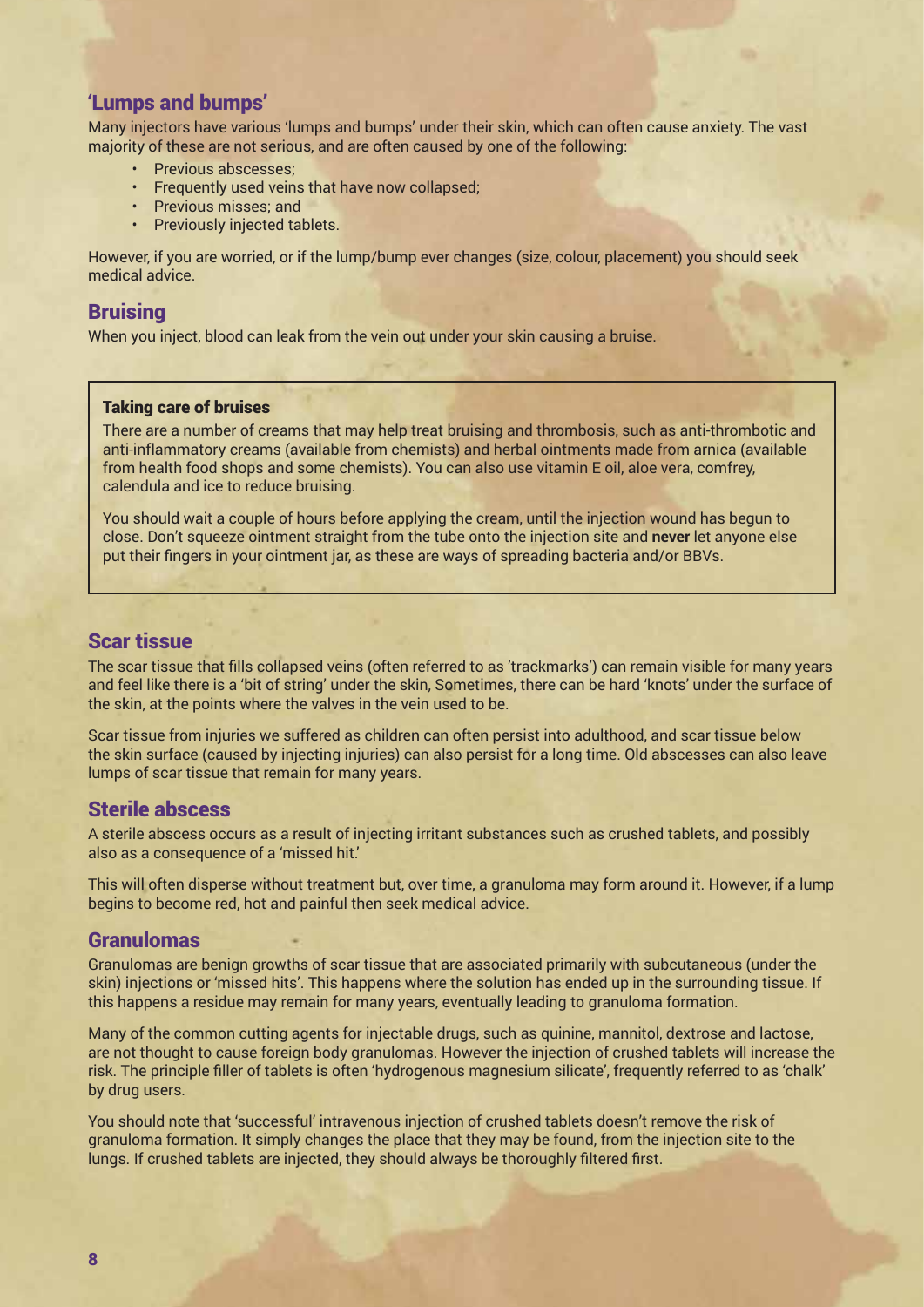## 'Lumps and bumps'

Many injectors have various 'lumps and bumps' under their skin, which can often cause anxiety. The vast majority of these are not serious, and are often caused by one of the following:

- Previous abscesses;
- Frequently used veins that have now collapsed;
- Previous misses; and
- Previously injected tablets.

However, if you are worried, or if the lump/bump ever changes (size, colour, placement) you should seek medical advice.

## Bruising

When you inject, blood can leak from the vein out under your skin causing a bruise.

> **Taking care of bruises**
>
> There are a number of creams that may help treat bruising and thrombosis, such as anti-thrombotic and anti-inflammatory creams (available from chemists) and herbal ointments made from arnica (available from health food shops and some chemists). You can also use vitamin E oil, aloe vera, comfrey, calendula and ice to reduce bruising.
>
> You should wait a couple of hours before applying the cream, until the injection wound has begun to close. Don't squeeze ointment straight from the tube onto the injection site and **never** let anyone else put their fingers in your ointment jar, as these are ways of spreading bacteria and/or BBVs.

## Scar tissue

The scar tissue that fills collapsed veins (often referred to as 'trackmarks') can remain visible for many years and feel like there is a 'bit of string' under the skin, Sometimes, there can be hard 'knots' under the surface of the skin, at the points where the valves in the vein used to be.

Scar tissue from injuries we suffered as children can often persist into adulthood, and scar tissue below the skin surface (caused by injecting injuries) can also persist for a long time. Old abscesses can also leave lumps of scar tissue that remain for many years.

## Sterile abscess

A sterile abscess occurs as a result of injecting irritant substances such as crushed tablets, and possibly also as a consequence of a 'missed hit.'

This will often disperse without treatment but, over time, a granuloma may form around it. However, if a lump begins to become red, hot and painful then seek medical advice.

## Granulomas

Granulomas are benign growths of scar tissue that are associated primarily with subcutaneous (under the skin) injections or 'missed hits'. This happens where the solution has ended up in the surrounding tissue. If this happens a residue may remain for many years, eventually leading to granuloma formation.

Many of the common cutting agents for injectable drugs, such as quinine, mannitol, dextrose and lactose, are not thought to cause foreign body granulomas. However the injection of crushed tablets will increase the risk. The principle filler of tablets is often 'hydrogenous magnesium silicate', frequently referred to as 'chalk' by drug users.

You should note that 'successful' intravenous injection of crushed tablets doesn't remove the risk of granuloma formation. It simply changes the place that they may be found, from the injection site to the lungs. If crushed tablets are injected, they should always be thoroughly filtered first.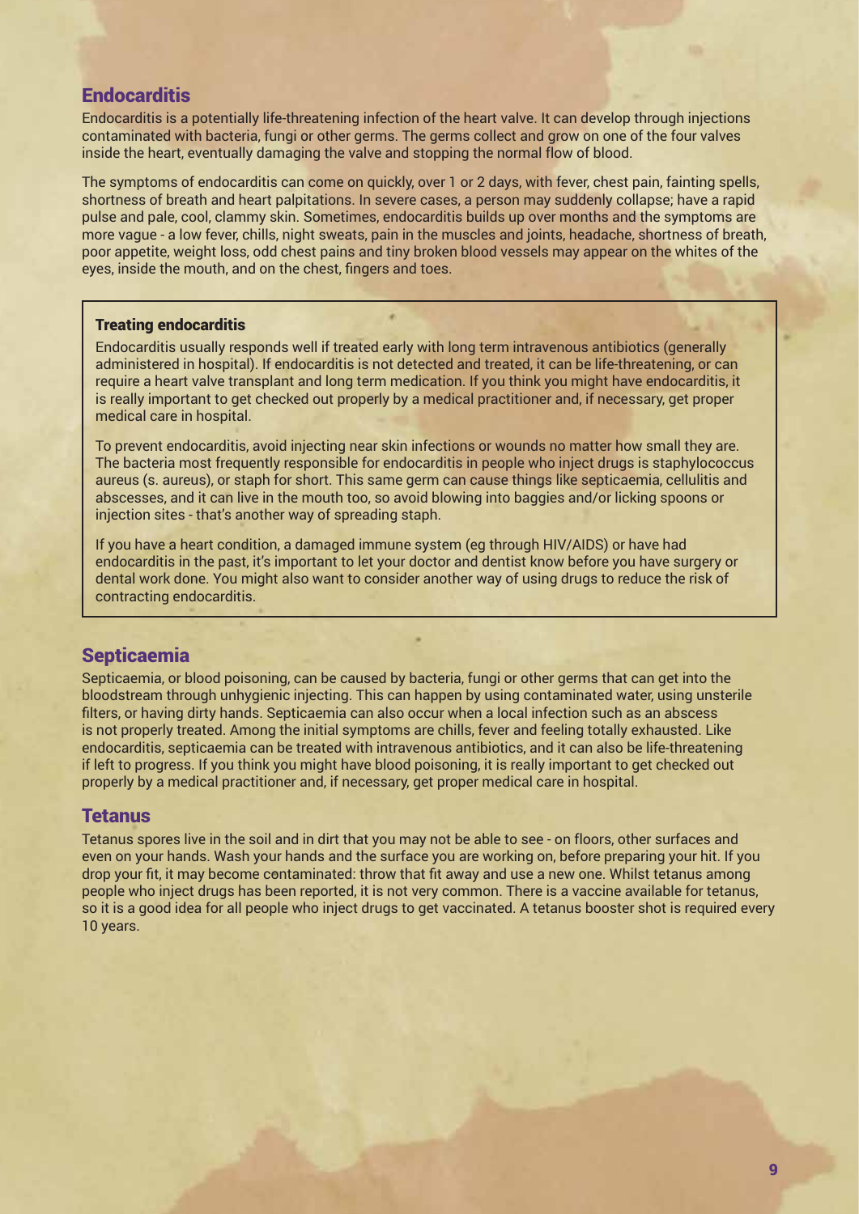## Endocarditis

Endocarditis is a potentially life-threatening infection of the heart valve. It can develop through injections contaminated with bacteria, fungi or other germs. The germs collect and grow on one of the four valves inside the heart, eventually damaging the valve and stopping the normal flow of blood.

The symptoms of endocarditis can come on quickly, over 1 or 2 days, with fever, chest pain, fainting spells, shortness of breath and heart palpitations. In severe cases, a person may suddenly collapse; have a rapid pulse and pale, cool, clammy skin. Sometimes, endocarditis builds up over months and the symptoms are more vague - a low fever, chills, night sweats, pain in the muscles and joints, headache, shortness of breath, poor appetite, weight loss, odd chest pains and tiny broken blood vessels may appear on the whites of the eyes, inside the mouth, and on the chest, fingers and toes.

### Treating endocarditis

Endocarditis usually responds well if treated early with long term intravenous antibiotics (generally administered in hospital). If endocarditis is not detected and treated, it can be life-threatening, or can require a heart valve transplant and long term medication. If you think you might have endocarditis, it is really important to get checked out properly by a medical practitioner and, if necessary, get proper medical care in hospital.

To prevent endocarditis, avoid injecting near skin infections or wounds no matter how small they are. The bacteria most frequently responsible for endocarditis in people who inject drugs is staphylococcus aureus (s. aureus), or staph for short. This same germ can cause things like septicaemia, cellulitis and abscesses, and it can live in the mouth too, so avoid blowing into baggies and/or licking spoons or injection sites - that's another way of spreading staph.

If you have a heart condition, a damaged immune system (eg through HIV/AIDS) or have had endocarditis in the past, it's important to let your doctor and dentist know before you have surgery or dental work done. You might also want to consider another way of using drugs to reduce the risk of contracting endocarditis.

## Septicaemia

Septicaemia, or blood poisoning, can be caused by bacteria, fungi or other germs that can get into the bloodstream through unhygienic injecting. This can happen by using contaminated water, using unsterile filters, or having dirty hands. Septicaemia can also occur when a local infection such as an abscess is not properly treated. Among the initial symptoms are chills, fever and feeling totally exhausted. Like endocarditis, septicaemia can be treated with intravenous antibiotics, and it can also be life-threatening if left to progress. If you think you might have blood poisoning, it is really important to get checked out properly by a medical practitioner and, if necessary, get proper medical care in hospital.

## Tetanus

Tetanus spores live in the soil and in dirt that you may not be able to see - on floors, other surfaces and even on your hands. Wash your hands and the surface you are working on, before preparing your hit. If you drop your fit, it may become contaminated: throw that fit away and use a new one. Whilst tetanus among people who inject drugs has been reported, it is not very common. There is a vaccine available for tetanus, so it is a good idea for all people who inject drugs to get vaccinated. A tetanus booster shot is required every 10 years.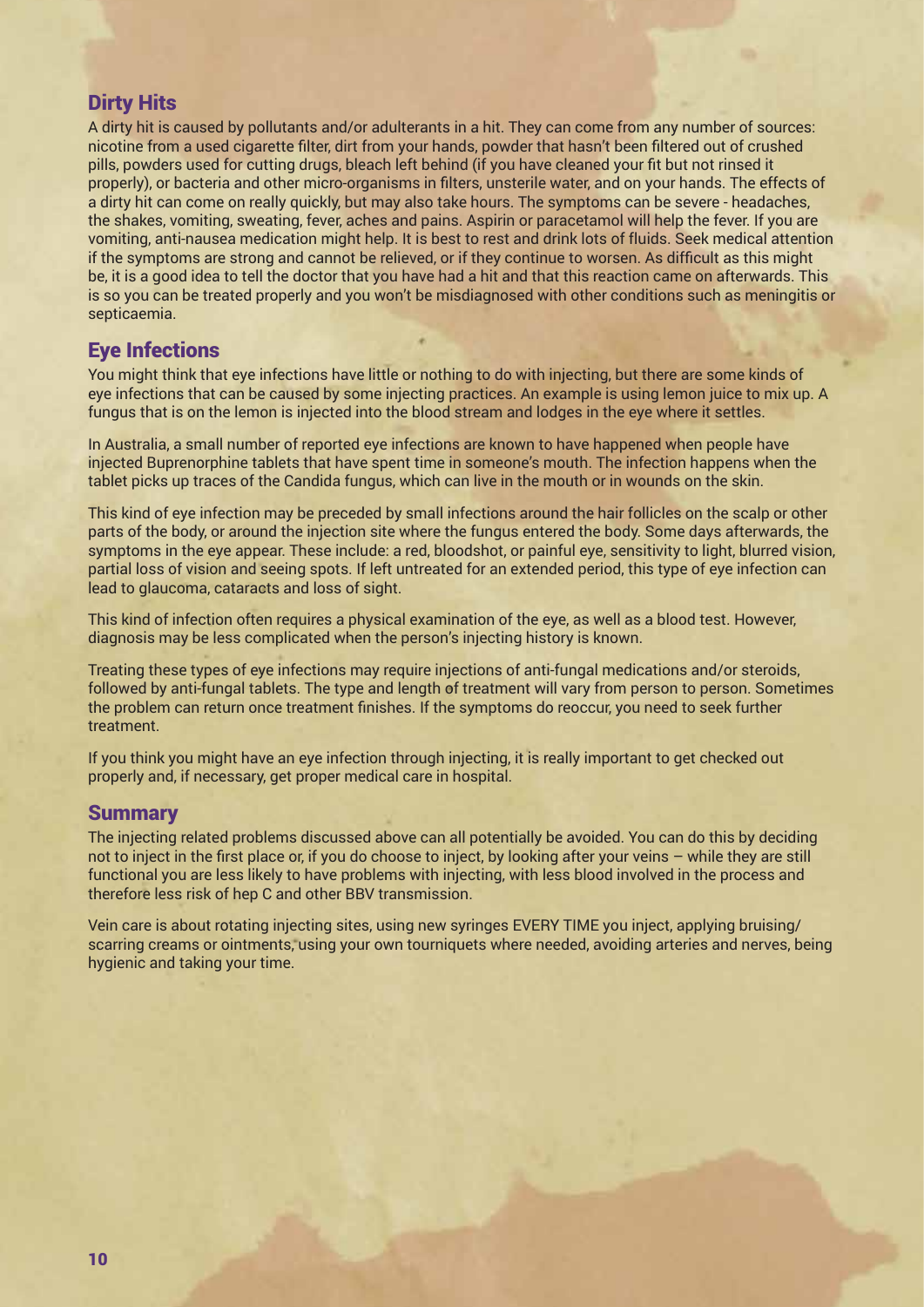## Dirty Hits

A dirty hit is caused by pollutants and/or adulterants in a hit. They can come from any number of sources: nicotine from a used cigarette filter, dirt from your hands, powder that hasn't been filtered out of crushed pills, powders used for cutting drugs, bleach left behind (if you have cleaned your fit but not rinsed it properly), or bacteria and other micro-organisms in filters, unsterile water, and on your hands. The effects of a dirty hit can come on really quickly, but may also take hours. The symptoms can be severe - headaches, the shakes, vomiting, sweating, fever, aches and pains. Aspirin or paracetamol will help the fever. If you are vomiting, anti-nausea medication might help. It is best to rest and drink lots of fluids. Seek medical attention if the symptoms are strong and cannot be relieved, or if they continue to worsen. As difficult as this might be, it is a good idea to tell the doctor that you have had a hit and that this reaction came on afterwards. This is so you can be treated properly and you won't be misdiagnosed with other conditions such as meningitis or septicaemia.

## Eye Infections

You might think that eye infections have little or nothing to do with injecting, but there are some kinds of eye infections that can be caused by some injecting practices. An example is using lemon juice to mix up. A fungus that is on the lemon is injected into the blood stream and lodges in the eye where it settles.

In Australia, a small number of reported eye infections are known to have happened when people have injected Buprenorphine tablets that have spent time in someone's mouth. The infection happens when the tablet picks up traces of the Candida fungus, which can live in the mouth or in wounds on the skin.

This kind of eye infection may be preceded by small infections around the hair follicles on the scalp or other parts of the body, or around the injection site where the fungus entered the body. Some days afterwards, the symptoms in the eye appear. These include: a red, bloodshot, or painful eye, sensitivity to light, blurred vision, partial loss of vision and seeing spots. If left untreated for an extended period, this type of eye infection can lead to glaucoma, cataracts and loss of sight.

This kind of infection often requires a physical examination of the eye, as well as a blood test. However, diagnosis may be less complicated when the person's injecting history is known.

Treating these types of eye infections may require injections of anti-fungal medications and/or steroids, followed by anti-fungal tablets. The type and length of treatment will vary from person to person. Sometimes the problem can return once treatment finishes. If the symptoms do reoccur, you need to seek further treatment.

If you think you might have an eye infection through injecting, it is really important to get checked out properly and, if necessary, get proper medical care in hospital.

## Summary

The injecting related problems discussed above can all potentially be avoided. You can do this by deciding not to inject in the first place or, if you do choose to inject, by looking after your veins – while they are still functional you are less likely to have problems with injecting, with less blood involved in the process and therefore less risk of hep C and other BBV transmission.

Vein care is about rotating injecting sites, using new syringes EVERY TIME you inject, applying bruising/scarring creams or ointments, using your own tourniquets where needed, avoiding arteries and nerves, being hygienic and taking your time.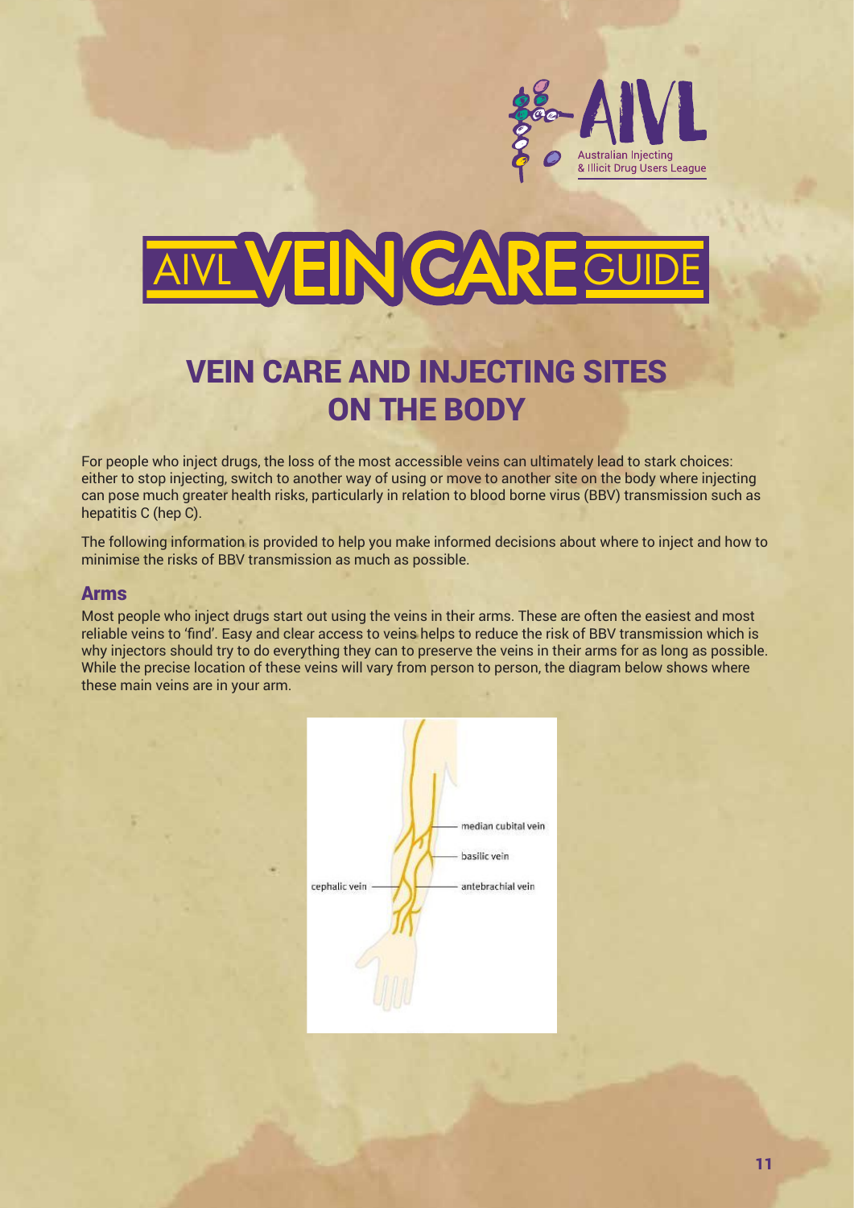# AIVL VEIN CARE GUIDE

## VEIN CARE AND INJECTING SITES ON THE BODY

For people who inject drugs, the loss of the most accessible veins can ultimately lead to stark choices: either to stop injecting, switch to another way of using or move to another site on the body where injecting can pose much greater health risks, particularly in relation to blood borne virus (BBV) transmission such as hepatitis C (hep C).

The following information is provided to help you make informed decisions about where to inject and how to minimise the risks of BBV transmission as much as possible.

### Arms

Most people who inject drugs start out using the veins in their arms. These are often the easiest and most reliable veins to 'find'. Easy and clear access to veins helps to reduce the risk of BBV transmission which is why injectors should try to do everything they can to preserve the veins in their arms for as long as possible. While the precise location of these veins will vary from person to person, the diagram below shows where these main veins are in your arm.

median cubital vein

basilic vein

cephalic vein

antebrachial vein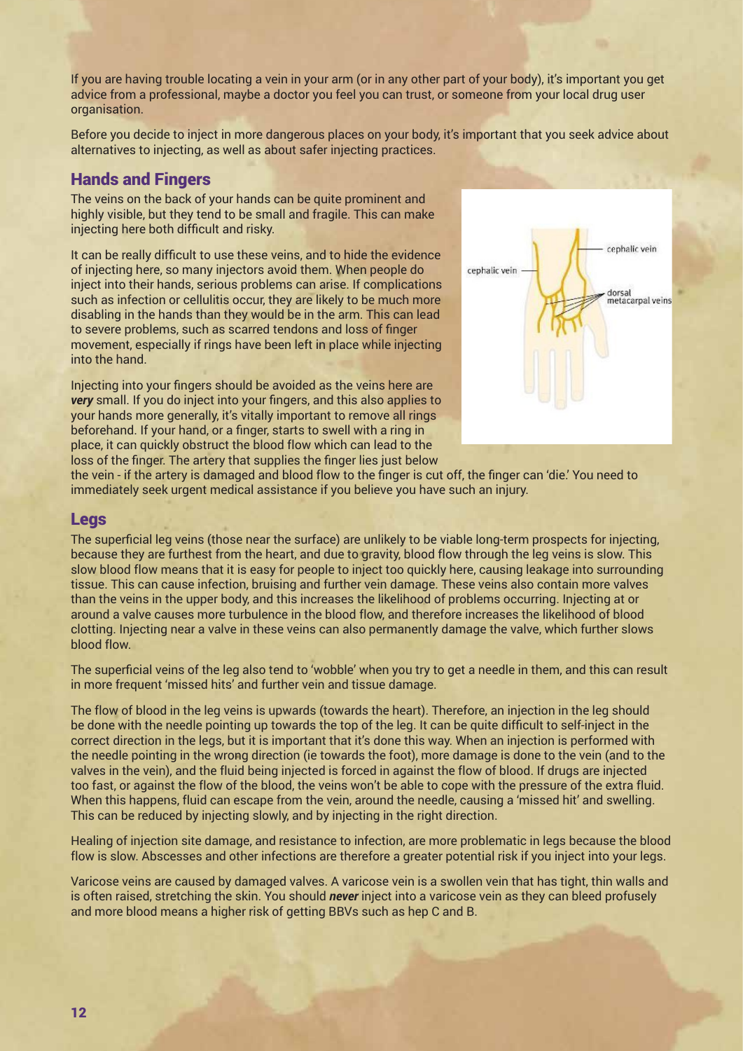If you are having trouble locating a vein in your arm (or in any other part of your body), it's important you get advice from a professional, maybe a doctor you feel you can trust, or someone from your local drug user organisation.

Before you decide to inject in more dangerous places on your body, it's important that you seek advice about alternatives to injecting, as well as about safer injecting practices.

## Hands and Fingers

The veins on the back of your hands can be quite prominent and highly visible, but they tend to be small and fragile. This can make injecting here both difficult and risky.

It can be really difficult to use these veins, and to hide the evidence of injecting here, so many injectors avoid them. When people do inject into their hands, serious problems can arise. If complications such as infection or cellulitis occur, they are likely to be much more disabling in the hands than they would be in the arm. This can lead to severe problems, such as scarred tendons and loss of finger movement, especially if rings have been left in place while injecting into the hand.

Injecting into your fingers should be avoided as the veins here are ***very*** small. If you do inject into your fingers, and this also applies to your hands more generally, it's vitally important to remove all rings beforehand. If your hand, or a finger, starts to swell with a ring in place, it can quickly obstruct the blood flow which can lead to the loss of the finger. The artery that supplies the finger lies just below the vein - if the artery is damaged and blood flow to the finger is cut off, the finger can 'die.' You need to immediately seek urgent medical assistance if you believe you have such an injury.

cephalic vein

cephalic vein

dorsal metacarpal veins

## Legs

The superficial leg veins (those near the surface) are unlikely to be viable long-term prospects for injecting, because they are furthest from the heart, and due to gravity, blood flow through the leg veins is slow. This slow blood flow means that it is easy for people to inject too quickly here, causing leakage into surrounding tissue. This can cause infection, bruising and further vein damage. These veins also contain more valves than the veins in the upper body, and this increases the likelihood of problems occurring. Injecting at or around a valve causes more turbulence in the blood flow, and therefore increases the likelihood of blood clotting. Injecting near a valve in these veins can also permanently damage the valve, which further slows blood flow.

The superficial veins of the leg also tend to 'wobble' when you try to get a needle in them, and this can result in more frequent 'missed hits' and further vein and tissue damage.

The flow of blood in the leg veins is upwards (towards the heart). Therefore, an injection in the leg should be done with the needle pointing up towards the top of the leg. It can be quite difficult to self-inject in the correct direction in the legs, but it is important that it's done this way. When an injection is performed with the needle pointing in the wrong direction (ie towards the foot), more damage is done to the vein (and to the valves in the vein), and the fluid being injected is forced in against the flow of blood. If drugs are injected too fast, or against the flow of the blood, the veins won't be able to cope with the pressure of the extra fluid. When this happens, fluid can escape from the vein, around the needle, causing a 'missed hit' and swelling. This can be reduced by injecting slowly, and by injecting in the right direction.

Healing of injection site damage, and resistance to infection, are more problematic in legs because the blood flow is slow. Abscesses and other infections are therefore a greater potential risk if you inject into your legs.

Varicose veins are caused by damaged valves. A varicose vein is a swollen vein that has tight, thin walls and is often raised, stretching the skin. You should ***never*** inject into a varicose vein as they can bleed profusely and more blood means a higher risk of getting BBVs such as hep C and B.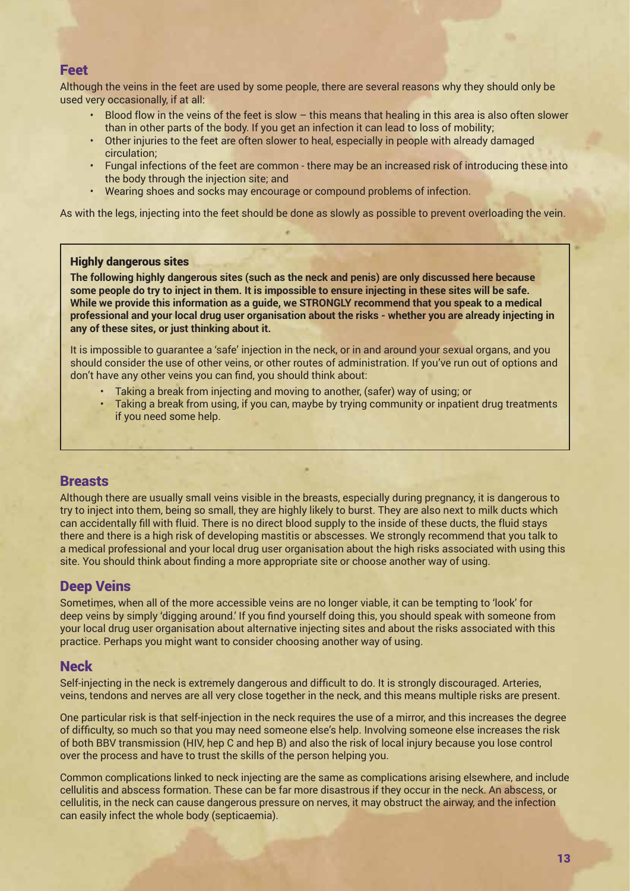## Feet

Although the veins in the feet are used by some people, there are several reasons why they should only be used very occasionally, if at all:

- Blood flow in the veins of the feet is slow – this means that healing in this area is also often slower than in other parts of the body. If you get an infection it can lead to loss of mobility;
- Other injuries to the feet are often slower to heal, especially in people with already damaged circulation;
- Fungal infections of the feet are common - there may be an increased risk of introducing these into the body through the injection site; and
- Wearing shoes and socks may encourage or compound problems of infection.

As with the legs, injecting into the feet should be done as slowly as possible to prevent overloading the vein.

### Highly dangerous sites

**The following highly dangerous sites (such as the neck and penis) are only discussed here because some people do try to inject in them. It is impossible to ensure injecting in these sites will be safe. While we provide this information as a guide, we STRONGLY recommend that you speak to a medical professional and your local drug user organisation about the risks - whether you are already injecting in any of these sites, or just thinking about it.**

It is impossible to guarantee a 'safe' injection in the neck, or in and around your sexual organs, and you should consider the use of other veins, or other routes of administration. If you've run out of options and don't have any other veins you can find, you should think about:

- Taking a break from injecting and moving to another, (safer) way of using; or
- Taking a break from using, if you can, maybe by trying community or inpatient drug treatments if you need some help.

## Breasts

Although there are usually small veins visible in the breasts, especially during pregnancy, it is dangerous to try to inject into them, being so small, they are highly likely to burst. They are also next to milk ducts which can accidentally fill with fluid. There is no direct blood supply to the inside of these ducts, the fluid stays there and there is a high risk of developing mastitis or abscesses. We strongly recommend that you talk to a medical professional and your local drug user organisation about the high risks associated with using this site. You should think about finding a more appropriate site or choose another way of using.

## Deep Veins

Sometimes, when all of the more accessible veins are no longer viable, it can be tempting to 'look' for deep veins by simply 'digging around.' If you find yourself doing this, you should speak with someone from your local drug user organisation about alternative injecting sites and about the risks associated with this practice. Perhaps you might want to consider choosing another way of using.

## Neck

Self-injecting in the neck is extremely dangerous and difficult to do. It is strongly discouraged. Arteries, veins, tendons and nerves are all very close together in the neck, and this means multiple risks are present.

One particular risk is that self-injection in the neck requires the use of a mirror, and this increases the degree of difficulty, so much so that you may need someone else's help. Involving someone else increases the risk of both BBV transmission (HIV, hep C and hep B) and also the risk of local injury because you lose control over the process and have to trust the skills of the person helping you.

Common complications linked to neck injecting are the same as complications arising elsewhere, and include cellulitis and abscess formation. These can be far more disastrous if they occur in the neck. An abscess, or cellulitis, in the neck can cause dangerous pressure on nerves, it may obstruct the airway, and the infection can easily infect the whole body (septicaemia).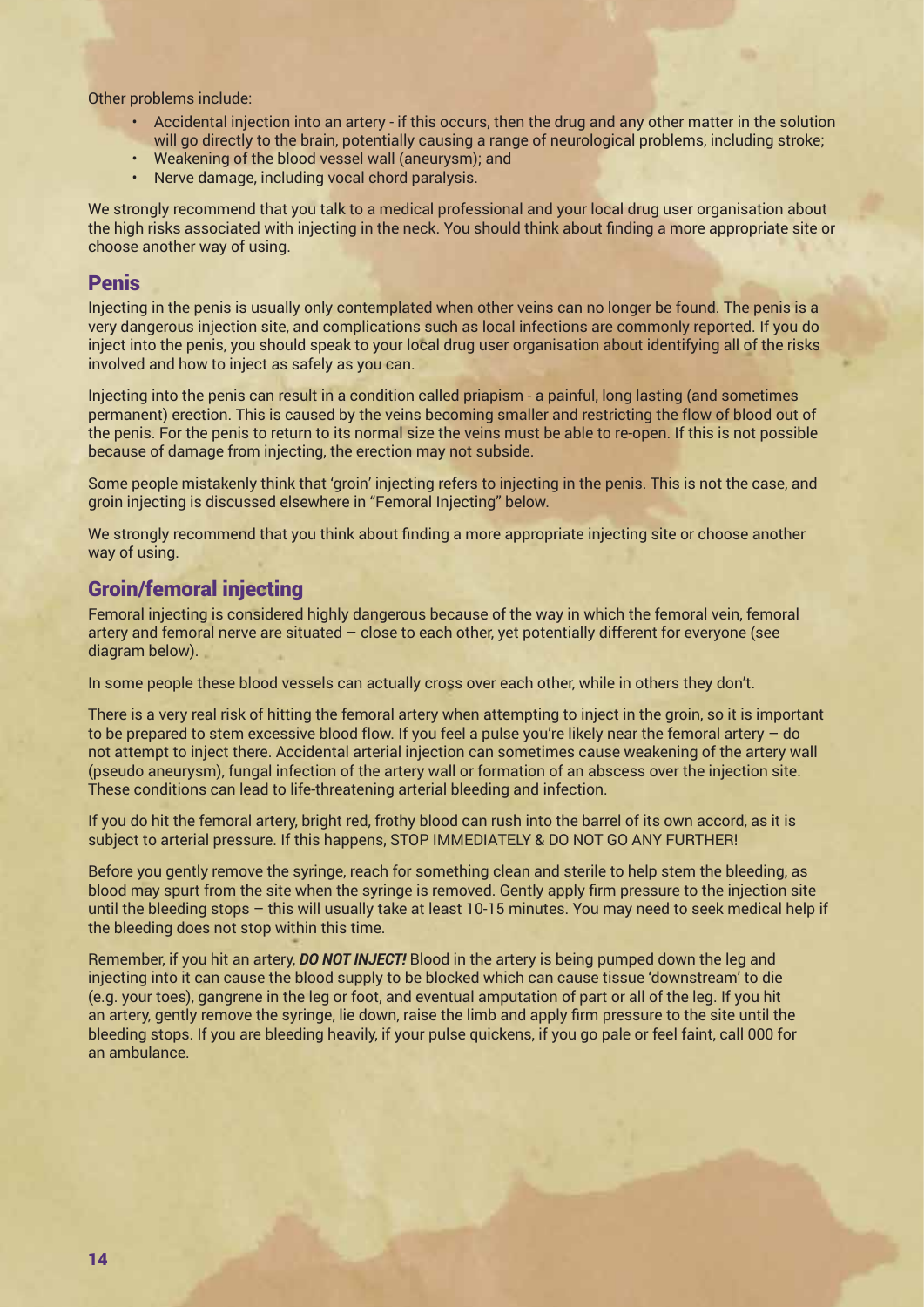Other problems include:

- Accidental injection into an artery - if this occurs, then the drug and any other matter in the solution will go directly to the brain, potentially causing a range of neurological problems, including stroke;
- Weakening of the blood vessel wall (aneurysm); and
- Nerve damage, including vocal chord paralysis.

We strongly recommend that you talk to a medical professional and your local drug user organisation about the high risks associated with injecting in the neck. You should think about finding a more appropriate site or choose another way of using.

## Penis

Injecting in the penis is usually only contemplated when other veins can no longer be found. The penis is a very dangerous injection site, and complications such as local infections are commonly reported. If you do inject into the penis, you should speak to your local drug user organisation about identifying all of the risks involved and how to inject as safely as you can.

Injecting into the penis can result in a condition called priapism - a painful, long lasting (and sometimes permanent) erection. This is caused by the veins becoming smaller and restricting the flow of blood out of the penis. For the penis to return to its normal size the veins must be able to re-open. If this is not possible because of damage from injecting, the erection may not subside.

Some people mistakenly think that 'groin' injecting refers to injecting in the penis. This is not the case, and groin injecting is discussed elsewhere in "Femoral Injecting" below.

We strongly recommend that you think about finding a more appropriate injecting site or choose another way of using.

## Groin/femoral injecting

Femoral injecting is considered highly dangerous because of the way in which the femoral vein, femoral artery and femoral nerve are situated – close to each other, yet potentially different for everyone (see diagram below).

In some people these blood vessels can actually cross over each other, while in others they don't.

There is a very real risk of hitting the femoral artery when attempting to inject in the groin, so it is important to be prepared to stem excessive blood flow. If you feel a pulse you're likely near the femoral artery – do not attempt to inject there. Accidental arterial injection can sometimes cause weakening of the artery wall (pseudo aneurysm), fungal infection of the artery wall or formation of an abscess over the injection site. These conditions can lead to life-threatening arterial bleeding and infection.

If you do hit the femoral artery, bright red, frothy blood can rush into the barrel of its own accord, as it is subject to arterial pressure. If this happens, STOP IMMEDIATELY & DO NOT GO ANY FURTHER!

Before you gently remove the syringe, reach for something clean and sterile to help stem the bleeding, as blood may spurt from the site when the syringe is removed. Gently apply firm pressure to the injection site until the bleeding stops – this will usually take at least 10-15 minutes. You may need to seek medical help if the bleeding does not stop within this time.

Remember, if you hit an artery, ***DO NOT INJECT!*** Blood in the artery is being pumped down the leg and injecting into it can cause the blood supply to be blocked which can cause tissue 'downstream' to die (e.g. your toes), gangrene in the leg or foot, and eventual amputation of part or all of the leg. If you hit an artery, gently remove the syringe, lie down, raise the limb and apply firm pressure to the site until the bleeding stops. If you are bleeding heavily, if your pulse quickens, if you go pale or feel faint, call 000 for an ambulance.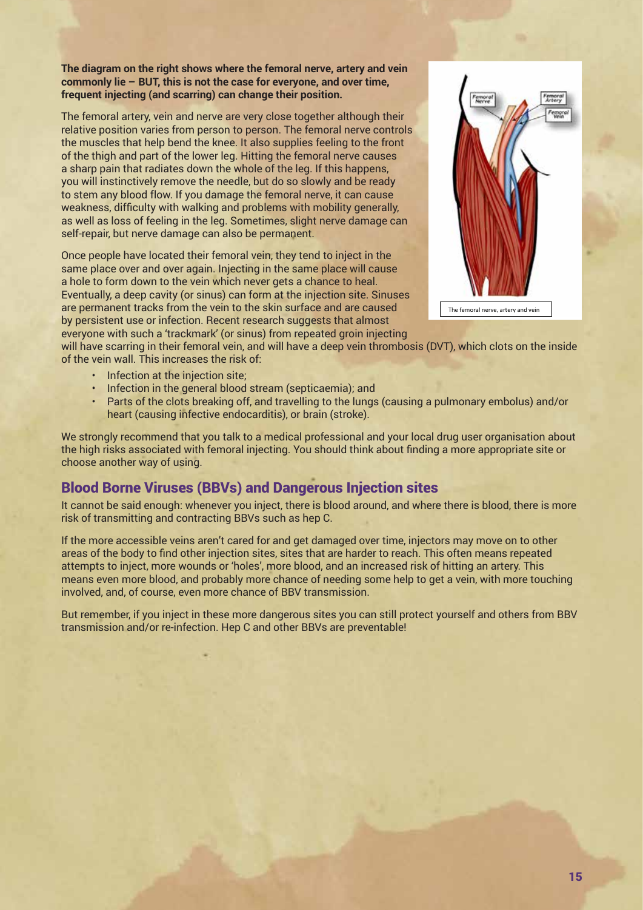**The diagram on the right shows where the femoral nerve, artery and vein commonly lie – BUT, this is not the case for everyone, and over time, frequent injecting (and scarring) can change their position.**

The femoral artery, vein and nerve are very close together although their relative position varies from person to person. The femoral nerve controls the muscles that help bend the knee. It also supplies feeling to the front of the thigh and part of the lower leg. Hitting the femoral nerve causes a sharp pain that radiates down the whole of the leg. If this happens, you will instinctively remove the needle, but do so slowly and be ready to stem any blood flow. If you damage the femoral nerve, it can cause weakness, difficulty with walking and problems with mobility generally, as well as loss of feeling in the leg. Sometimes, slight nerve damage can self-repair, but nerve damage can also be permanent.

The femoral nerve, artery and vein

Once people have located their femoral vein, they tend to inject in the same place over and over again. Injecting in the same place will cause a hole to form down to the vein which never gets a chance to heal. Eventually, a deep cavity (or sinus) can form at the injection site. Sinuses are permanent tracks from the vein to the skin surface and are caused by persistent use or infection. Recent research suggests that almost everyone with such a 'trackmark' (or sinus) from repeated groin injecting will have scarring in their femoral vein, and will have a deep vein thrombosis (DVT), which clots on the inside of the vein wall. This increases the risk of:

- Infection at the injection site;
- Infection in the general blood stream (septicaemia); and
- Parts of the clots breaking off, and travelling to the lungs (causing a pulmonary embolus) and/or heart (causing infective endocarditis), or brain (stroke).

We strongly recommend that you talk to a medical professional and your local drug user organisation about the high risks associated with femoral injecting. You should think about finding a more appropriate site or choose another way of using.

## Blood Borne Viruses (BBVs) and Dangerous Injection sites

It cannot be said enough: whenever you inject, there is blood around, and where there is blood, there is more risk of transmitting and contracting BBVs such as hep C.

If the more accessible veins aren't cared for and get damaged over time, injectors may move on to other areas of the body to find other injection sites, sites that are harder to reach. This often means repeated attempts to inject, more wounds or 'holes', more blood, and an increased risk of hitting an artery. This means even more blood, and probably more chance of needing some help to get a vein, with more touching involved, and, of course, even more chance of BBV transmission.

But remember, if you inject in these more dangerous sites you can still protect yourself and others from BBV transmission and/or re-infection. Hep C and other BBVs are preventable!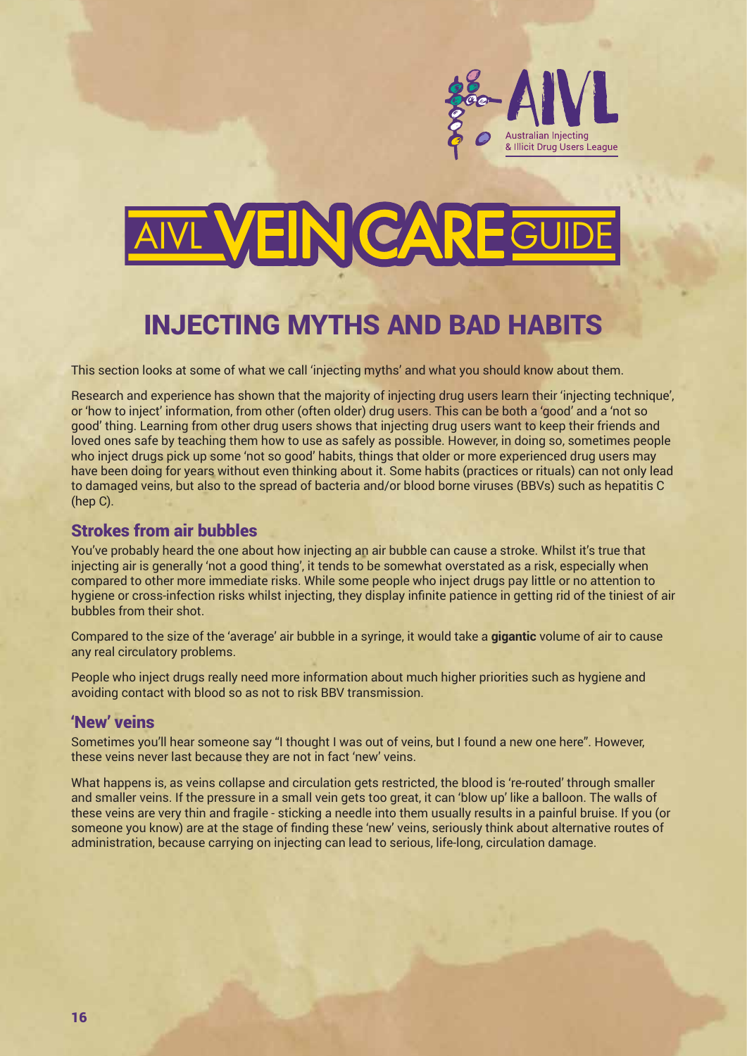Australian Injecting & Illicit Drug Users League

# AIVL VEIN CARE GUIDE

## INJECTING MYTHS AND BAD HABITS

This section looks at some of what we call 'injecting myths' and what you should know about them.

Research and experience has shown that the majority of injecting drug users learn their 'injecting technique', or 'how to inject' information, from other (often older) drug users. This can be both a 'good' and a 'not so good' thing. Learning from other drug users shows that injecting drug users want to keep their friends and loved ones safe by teaching them how to use as safely as possible. However, in doing so, sometimes people who inject drugs pick up some 'not so good' habits, things that older or more experienced drug users may have been doing for years without even thinking about it. Some habits (practices or rituals) can not only lead to damaged veins, but also to the spread of bacteria and/or blood borne viruses (BBVs) such as hepatitis C (hep C).

### Strokes from air bubbles

You've probably heard the one about how injecting an air bubble can cause a stroke. Whilst it's true that injecting air is generally 'not a good thing', it tends to be somewhat overstated as a risk, especially when compared to other more immediate risks. While some people who inject drugs pay little or no attention to hygiene or cross-infection risks whilst injecting, they display infinite patience in getting rid of the tiniest of air bubbles from their shot.

Compared to the size of the 'average' air bubble in a syringe, it would take a **gigantic** volume of air to cause any real circulatory problems.

People who inject drugs really need more information about much higher priorities such as hygiene and avoiding contact with blood so as not to risk BBV transmission.

### 'New' veins

Sometimes you'll hear someone say "I thought I was out of veins, but I found a new one here". However, these veins never last because they are not in fact 'new' veins.

What happens is, as veins collapse and circulation gets restricted, the blood is 're-routed' through smaller and smaller veins. If the pressure in a small vein gets too great, it can 'blow up' like a balloon. The walls of these veins are very thin and fragile - sticking a needle into them usually results in a painful bruise. If you (or someone you know) are at the stage of finding these 'new' veins, seriously think about alternative routes of administration, because carrying on injecting can lead to serious, life-long, circulation damage.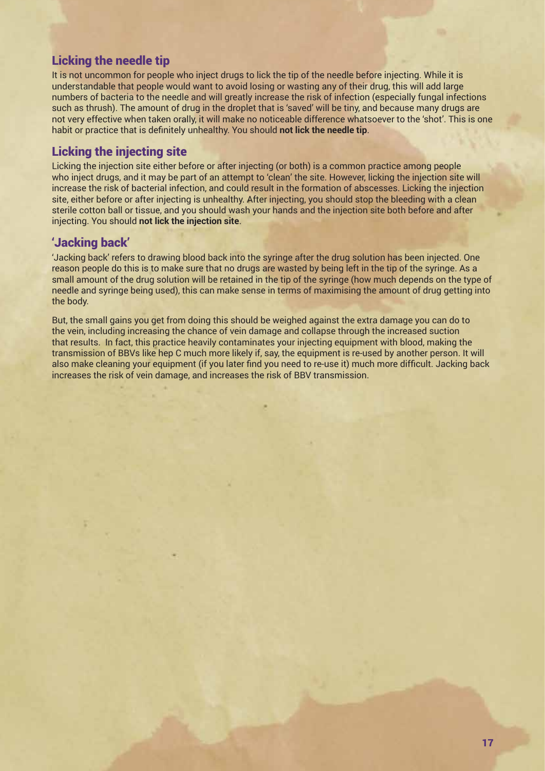## Licking the needle tip

It is not uncommon for people who inject drugs to lick the tip of the needle before injecting. While it is understandable that people would want to avoid losing or wasting any of their drug, this will add large numbers of bacteria to the needle and will greatly increase the risk of infection (especially fungal infections such as thrush). The amount of drug in the droplet that is 'saved' will be tiny, and because many drugs are not very effective when taken orally, it will make no noticeable difference whatsoever to the 'shot'. This is one habit or practice that is definitely unhealthy. You should **not lick the needle tip**.

## Licking the injecting site

Licking the injection site either before or after injecting (or both) is a common practice among people who inject drugs, and it may be part of an attempt to 'clean' the site. However, licking the injection site will increase the risk of bacterial infection, and could result in the formation of abscesses. Licking the injection site, either before or after injecting is unhealthy. After injecting, you should stop the bleeding with a clean sterile cotton ball or tissue, and you should wash your hands and the injection site both before and after injecting. You should **not lick the injection site**.

## 'Jacking back'

'Jacking back' refers to drawing blood back into the syringe after the drug solution has been injected. One reason people do this is to make sure that no drugs are wasted by being left in the tip of the syringe. As a small amount of the drug solution will be retained in the tip of the syringe (how much depends on the type of needle and syringe being used), this can make sense in terms of maximising the amount of drug getting into the body.

But, the small gains you get from doing this should be weighed against the extra damage you can do to the vein, including increasing the chance of vein damage and collapse through the increased suction that results. In fact, this practice heavily contaminates your injecting equipment with blood, making the transmission of BBVs like hep C much more likely if, say, the equipment is re-used by another person. It will also make cleaning your equipment (if you later find you need to re-use it) much more difficult. Jacking back increases the risk of vein damage, and increases the risk of BBV transmission.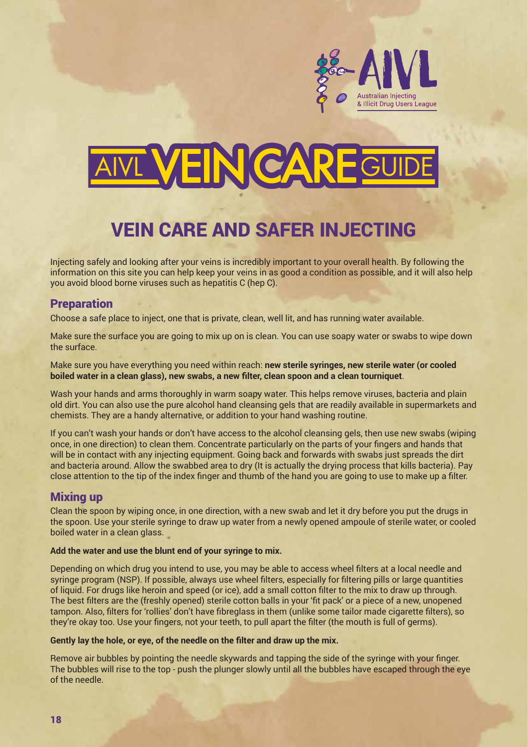AIVL Australian Injecting & Illicit Drug Users League

# AIVL VEIN CARE GUIDE

## VEIN CARE AND SAFER INJECTING

Injecting safely and looking after your veins is incredibly important to your overall health. By following the information on this site you can help keep your veins in as good a condition as possible, and it will also help you avoid blood borne viruses such as hepatitis C (hep C).

### Preparation

Choose a safe place to inject, one that is private, clean, well lit, and has running water available.

Make sure the surface you are going to mix up on is clean. You can use soapy water or swabs to wipe down the surface.

Make sure you have everything you need within reach: **new sterile syringes, new sterile water (or cooled boiled water in a clean glass), new swabs, a new filter, clean spoon and a clean tourniquet**.

Wash your hands and arms thoroughly in warm soapy water. This helps remove viruses, bacteria and plain old dirt. You can also use the pure alcohol hand cleansing gels that are readily available in supermarkets and chemists. They are a handy alternative, or addition to your hand washing routine.

If you can't wash your hands or don't have access to the alcohol cleansing gels, then use new swabs (wiping once, in one direction) to clean them. Concentrate particularly on the parts of your fingers and hands that will be in contact with any injecting equipment. Going back and forwards with swabs just spreads the dirt and bacteria around. Allow the swabbed area to dry (It is actually the drying process that kills bacteria). Pay close attention to the tip of the index finger and thumb of the hand you are going to use to make up a filter.

### Mixing up

Clean the spoon by wiping once, in one direction, with a new swab and let it dry before you put the drugs in the spoon. Use your sterile syringe to draw up water from a newly opened ampoule of sterile water, or cooled boiled water in a clean glass.

**Add the water and use the blunt end of your syringe to mix.**

Depending on which drug you intend to use, you may be able to access wheel filters at a local needle and syringe program (NSP). If possible, always use wheel filters, especially for filtering pills or large quantities of liquid. For drugs like heroin and speed (or ice), add a small cotton filter to the mix to draw up through. The best filters are the (freshly opened) sterile cotton balls in your 'fit pack' or a piece of a new, unopened tampon. Also, filters for 'rollies' don't have fibreglass in them (unlike some tailor made cigarette filters), so they're okay too. Use your fingers, not your teeth, to pull apart the filter (the mouth is full of germs).

**Gently lay the hole, or eye, of the needle on the filter and draw up the mix.**

Remove air bubbles by pointing the needle skywards and tapping the side of the syringe with your finger. The bubbles will rise to the top - push the plunger slowly until all the bubbles have escaped through the eye of the needle.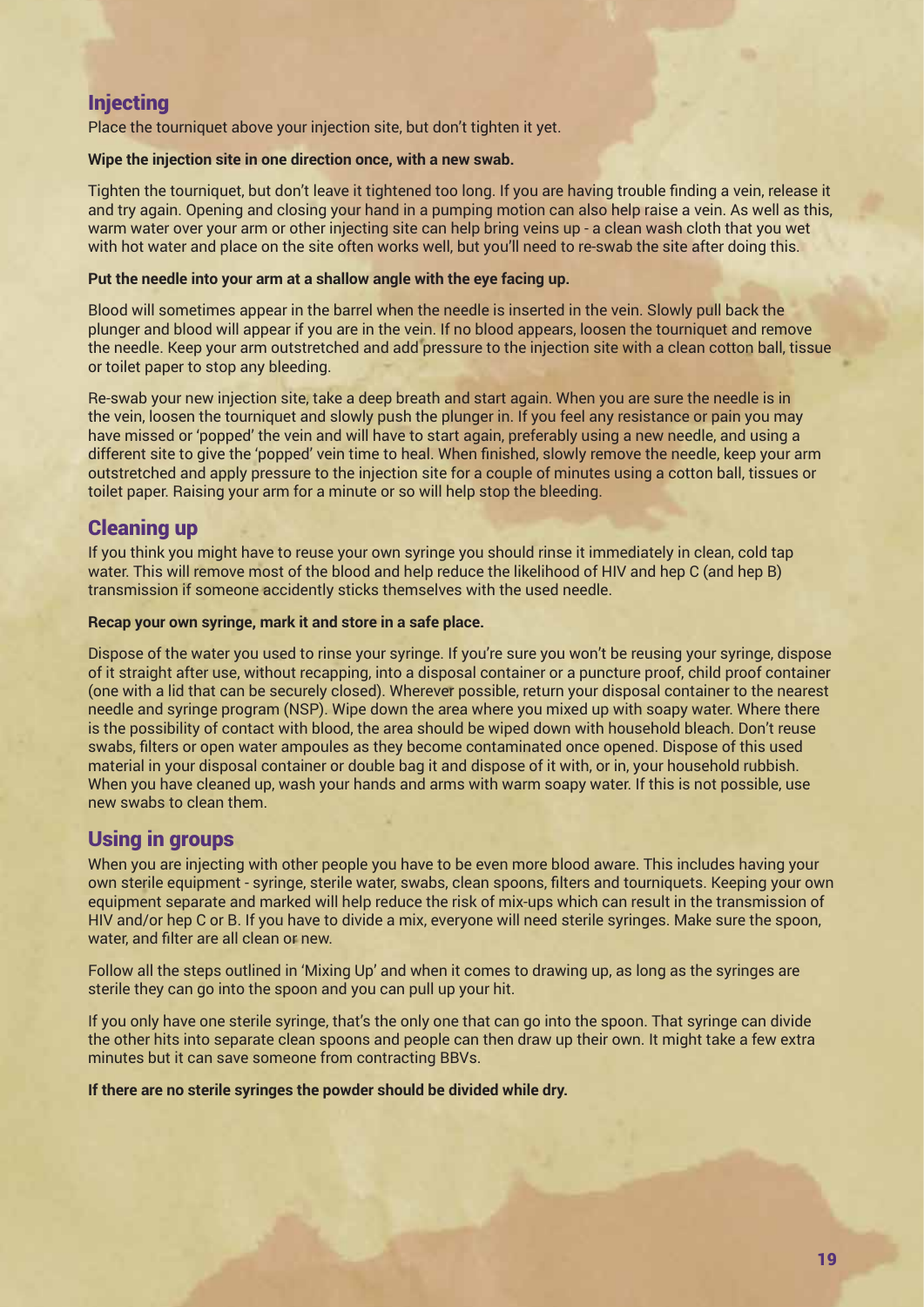## Injecting

Place the tourniquet above your injection site, but don't tighten it yet.

**Wipe the injection site in one direction once, with a new swab.**

Tighten the tourniquet, but don't leave it tightened too long. If you are having trouble finding a vein, release it and try again. Opening and closing your hand in a pumping motion can also help raise a vein. As well as this, warm water over your arm or other injecting site can help bring veins up - a clean wash cloth that you wet with hot water and place on the site often works well, but you'll need to re-swab the site after doing this.

**Put the needle into your arm at a shallow angle with the eye facing up.**

Blood will sometimes appear in the barrel when the needle is inserted in the vein. Slowly pull back the plunger and blood will appear if you are in the vein. If no blood appears, loosen the tourniquet and remove the needle. Keep your arm outstretched and add pressure to the injection site with a clean cotton ball, tissue or toilet paper to stop any bleeding.

Re-swab your new injection site, take a deep breath and start again. When you are sure the needle is in the vein, loosen the tourniquet and slowly push the plunger in. If you feel any resistance or pain you may have missed or 'popped' the vein and will have to start again, preferably using a new needle, and using a different site to give the 'popped' vein time to heal. When finished, slowly remove the needle, keep your arm outstretched and apply pressure to the injection site for a couple of minutes using a cotton ball, tissues or toilet paper. Raising your arm for a minute or so will help stop the bleeding.

## Cleaning up

If you think you might have to reuse your own syringe you should rinse it immediately in clean, cold tap water. This will remove most of the blood and help reduce the likelihood of HIV and hep C (and hep B) transmission if someone accidently sticks themselves with the used needle.

**Recap your own syringe, mark it and store in a safe place.**

Dispose of the water you used to rinse your syringe. If you're sure you won't be reusing your syringe, dispose of it straight after use, without recapping, into a disposal container or a puncture proof, child proof container (one with a lid that can be securely closed). Wherever possible, return your disposal container to the nearest needle and syringe program (NSP). Wipe down the area where you mixed up with soapy water. Where there is the possibility of contact with blood, the area should be wiped down with household bleach. Don't reuse swabs, filters or open water ampoules as they become contaminated once opened. Dispose of this used material in your disposal container or double bag it and dispose of it with, or in, your household rubbish. When you have cleaned up, wash your hands and arms with warm soapy water. If this is not possible, use new swabs to clean them.

## Using in groups

When you are injecting with other people you have to be even more blood aware. This includes having your own sterile equipment - syringe, sterile water, swabs, clean spoons, filters and tourniquets. Keeping your own equipment separate and marked will help reduce the risk of mix-ups which can result in the transmission of HIV and/or hep C or B. If you have to divide a mix, everyone will need sterile syringes. Make sure the spoon, water, and filter are all clean or new.

Follow all the steps outlined in 'Mixing Up' and when it comes to drawing up, as long as the syringes are sterile they can go into the spoon and you can pull up your hit.

If you only have one sterile syringe, that's the only one that can go into the spoon. That syringe can divide the other hits into separate clean spoons and people can then draw up their own. It might take a few extra minutes but it can save someone from contracting BBVs.

**If there are no sterile syringes the powder should be divided while dry.**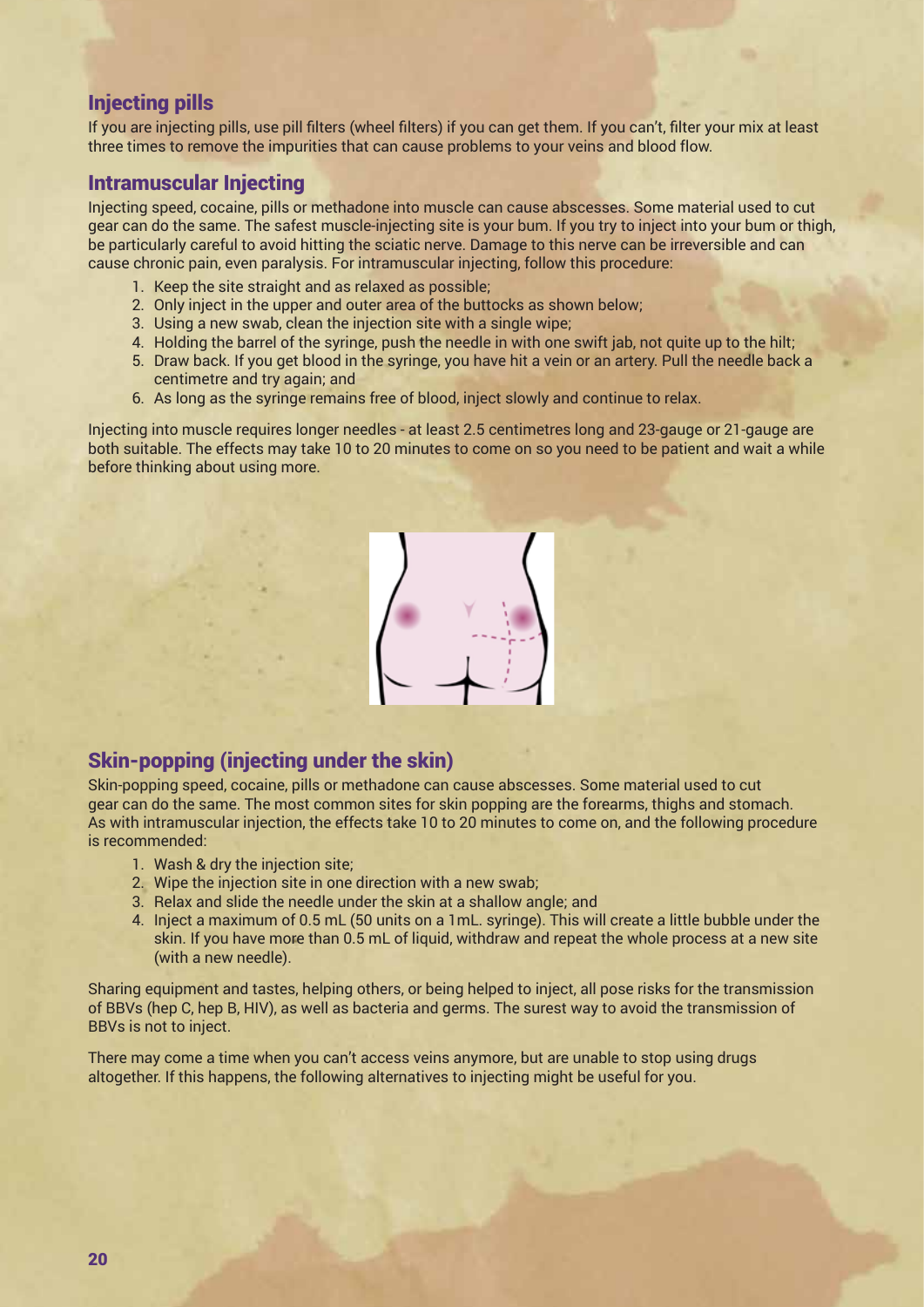## Injecting pills

If you are injecting pills, use pill filters (wheel filters) if you can get them. If you can't, filter your mix at least three times to remove the impurities that can cause problems to your veins and blood flow.

## Intramuscular Injecting

Injecting speed, cocaine, pills or methadone into muscle can cause abscesses. Some material used to cut gear can do the same. The safest muscle-injecting site is your bum. If you try to inject into your bum or thigh, be particularly careful to avoid hitting the sciatic nerve. Damage to this nerve can be irreversible and can cause chronic pain, even paralysis. For intramuscular injecting, follow this procedure:

1. Keep the site straight and as relaxed as possible;
2. Only inject in the upper and outer area of the buttocks as shown below;
3. Using a new swab, clean the injection site with a single wipe;
4. Holding the barrel of the syringe, push the needle in with one swift jab, not quite up to the hilt;
5. Draw back. If you get blood in the syringe, you have hit a vein or an artery. Pull the needle back a centimetre and try again; and
6. As long as the syringe remains free of blood, inject slowly and continue to relax.

Injecting into muscle requires longer needles - at least 2.5 centimetres long and 23-gauge or 21-gauge are both suitable. The effects may take 10 to 20 minutes to come on so you need to be patient and wait a while before thinking about using more.

## Skin-popping (injecting under the skin)

Skin-popping speed, cocaine, pills or methadone can cause abscesses. Some material used to cut gear can do the same. The most common sites for skin popping are the forearms, thighs and stomach. As with intramuscular injection, the effects take 10 to 20 minutes to come on, and the following procedure is recommended:

1. Wash & dry the injection site;
2. Wipe the injection site in one direction with a new swab;
3. Relax and slide the needle under the skin at a shallow angle; and
4. Inject a maximum of 0.5 mL (50 units on a 1mL. syringe). This will create a little bubble under the skin. If you have more than 0.5 mL of liquid, withdraw and repeat the whole process at a new site (with a new needle).

Sharing equipment and tastes, helping others, or being helped to inject, all pose risks for the transmission of BBVs (hep C, hep B, HIV), as well as bacteria and germs. The surest way to avoid the transmission of BBVs is not to inject.

There may come a time when you can't access veins anymore, but are unable to stop using drugs altogether. If this happens, the following alternatives to injecting might be useful for you.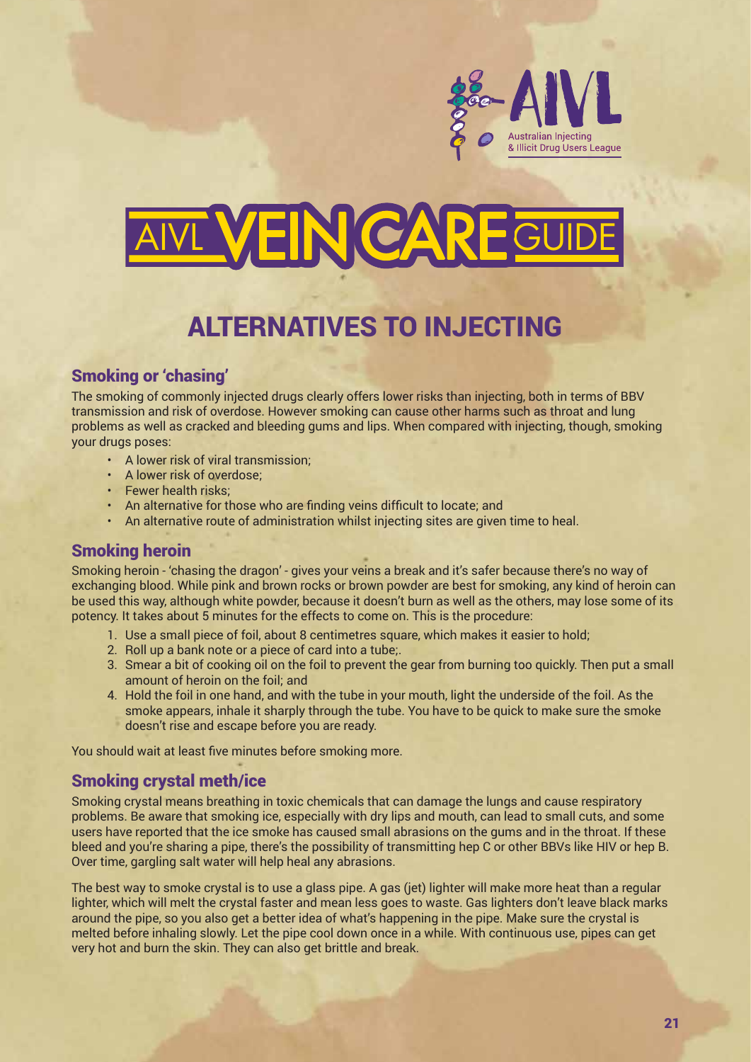# AIVL VEIN CARE GUIDE

## ALTERNATIVES TO INJECTING

### Smoking or 'chasing'

The smoking of commonly injected drugs clearly offers lower risks than injecting, both in terms of BBV transmission and risk of overdose. However smoking can cause other harms such as throat and lung problems as well as cracked and bleeding gums and lips. When compared with injecting, though, smoking your drugs poses:

- A lower risk of viral transmission;
- A lower risk of overdose;
- Fewer health risks;
- An alternative for those who are finding veins difficult to locate; and
- An alternative route of administration whilst injecting sites are given time to heal.

### Smoking heroin

Smoking heroin - 'chasing the dragon' - gives your veins a break and it's safer because there's no way of exchanging blood. While pink and brown rocks or brown powder are best for smoking, any kind of heroin can be used this way, although white powder, because it doesn't burn as well as the others, may lose some of its potency. It takes about 5 minutes for the effects to come on. This is the procedure:

1. Use a small piece of foil, about 8 centimetres square, which makes it easier to hold;
2. Roll up a bank note or a piece of card into a tube;.
3. Smear a bit of cooking oil on the foil to prevent the gear from burning too quickly. Then put a small amount of heroin on the foil; and
4. Hold the foil in one hand, and with the tube in your mouth, light the underside of the foil. As the smoke appears, inhale it sharply through the tube. You have to be quick to make sure the smoke doesn't rise and escape before you are ready.

You should wait at least five minutes before smoking more.

### Smoking crystal meth/ice

Smoking crystal means breathing in toxic chemicals that can damage the lungs and cause respiratory problems. Be aware that smoking ice, especially with dry lips and mouth, can lead to small cuts, and some users have reported that the ice smoke has caused small abrasions on the gums and in the throat. If these bleed and you're sharing a pipe, there's the possibility of transmitting hep C or other BBVs like HIV or hep B. Over time, gargling salt water will help heal any abrasions.

The best way to smoke crystal is to use a glass pipe. A gas (jet) lighter will make more heat than a regular lighter, which will melt the crystal faster and mean less goes to waste. Gas lighters don't leave black marks around the pipe, so you also get a better idea of what's happening in the pipe. Make sure the crystal is melted before inhaling slowly. Let the pipe cool down once in a while. With continuous use, pipes can get very hot and burn the skin. They can also get brittle and break.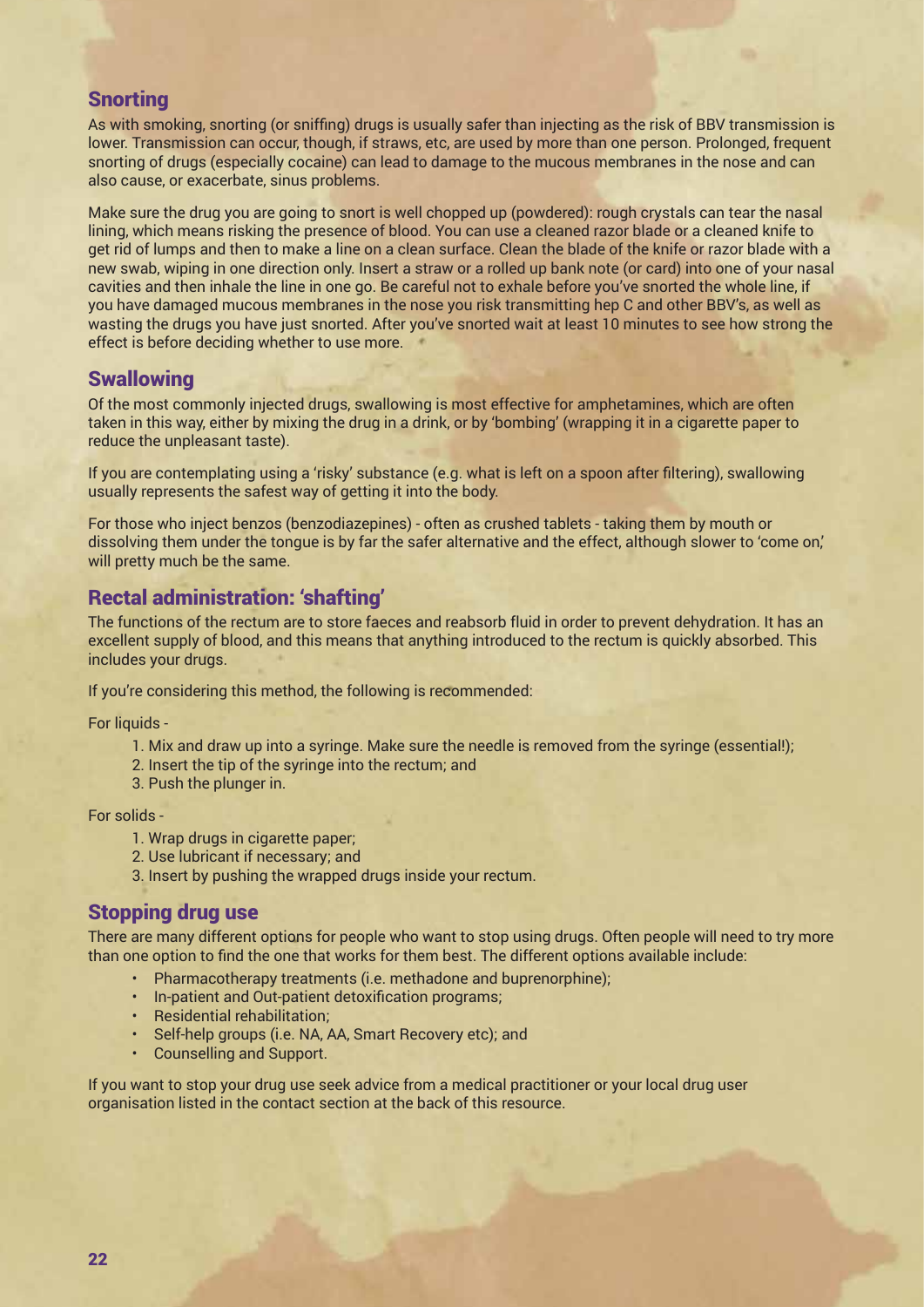## Snorting

As with smoking, snorting (or sniffing) drugs is usually safer than injecting as the risk of BBV transmission is lower. Transmission can occur, though, if straws, etc, are used by more than one person. Prolonged, frequent snorting of drugs (especially cocaine) can lead to damage to the mucous membranes in the nose and can also cause, or exacerbate, sinus problems.

Make sure the drug you are going to snort is well chopped up (powdered): rough crystals can tear the nasal lining, which means risking the presence of blood. You can use a cleaned razor blade or a cleaned knife to get rid of lumps and then to make a line on a clean surface. Clean the blade of the knife or razor blade with a new swab, wiping in one direction only. Insert a straw or a rolled up bank note (or card) into one of your nasal cavities and then inhale the line in one go. Be careful not to exhale before you've snorted the whole line, if you have damaged mucous membranes in the nose you risk transmitting hep C and other BBV's, as well as wasting the drugs you have just snorted. After you've snorted wait at least 10 minutes to see how strong the effect is before deciding whether to use more.

## Swallowing

Of the most commonly injected drugs, swallowing is most effective for amphetamines, which are often taken in this way, either by mixing the drug in a drink, or by 'bombing' (wrapping it in a cigarette paper to reduce the unpleasant taste).

If you are contemplating using a 'risky' substance (e.g. what is left on a spoon after filtering), swallowing usually represents the safest way of getting it into the body.

For those who inject benzos (benzodiazepines) - often as crushed tablets - taking them by mouth or dissolving them under the tongue is by far the safer alternative and the effect, although slower to 'come on,' will pretty much be the same.

## Rectal administration: 'shafting'

The functions of the rectum are to store faeces and reabsorb fluid in order to prevent dehydration. It has an excellent supply of blood, and this means that anything introduced to the rectum is quickly absorbed. This includes your drugs.

If you're considering this method, the following is recommended:

For liquids -

1. Mix and draw up into a syringe. Make sure the needle is removed from the syringe (essential!);
2. Insert the tip of the syringe into the rectum; and
3. Push the plunger in.

For solids -

1. Wrap drugs in cigarette paper;
2. Use lubricant if necessary; and
3. Insert by pushing the wrapped drugs inside your rectum.

## Stopping drug use

There are many different options for people who want to stop using drugs. Often people will need to try more than one option to find the one that works for them best. The different options available include:

- Pharmacotherapy treatments (i.e. methadone and buprenorphine);
- In-patient and Out-patient detoxification programs;
- Residential rehabilitation;
- Self-help groups (i.e. NA, AA, Smart Recovery etc); and
- Counselling and Support.

If you want to stop your drug use seek advice from a medical practitioner or your local drug user organisation listed in the contact section at the back of this resource.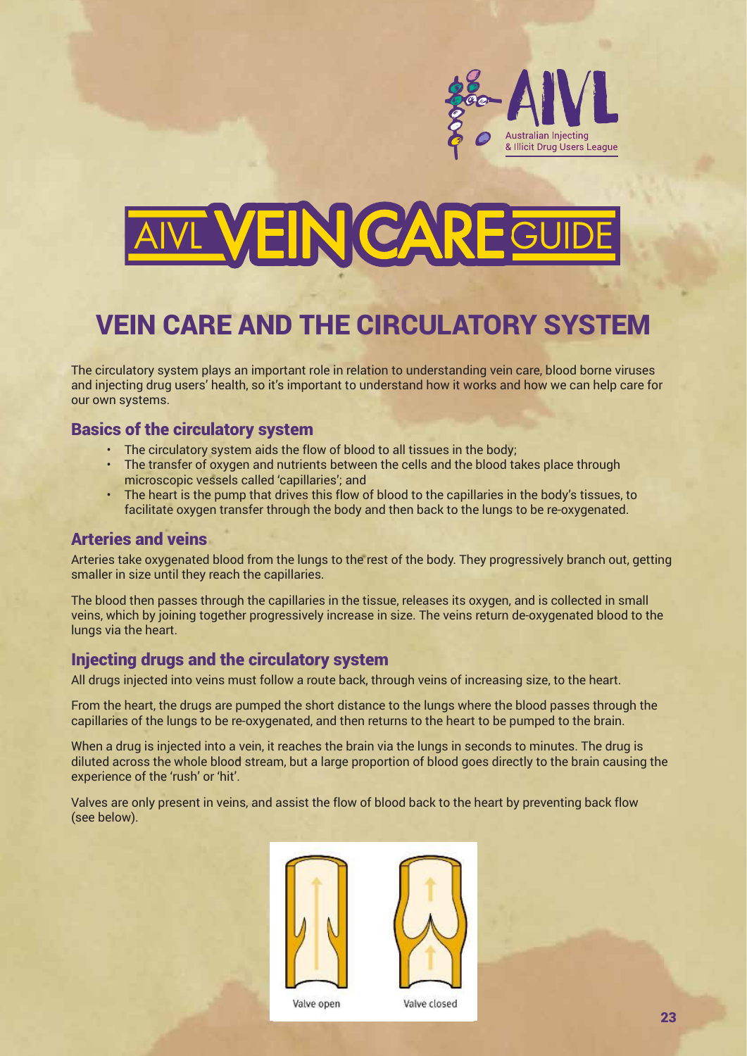AIVL Australian Injecting & Illicit Drug Users League

# AIVL VEIN CARE GUIDE

## VEIN CARE AND THE CIRCULATORY SYSTEM

The circulatory system plays an important role in relation to understanding vein care, blood borne viruses and injecting drug users' health, so it's important to understand how it works and how we can help care for our own systems.

### Basics of the circulatory system

- The circulatory system aids the flow of blood to all tissues in the body;
- The transfer of oxygen and nutrients between the cells and the blood takes place through microscopic vessels called 'capillaries'; and
- The heart is the pump that drives this flow of blood to the capillaries in the body's tissues, to facilitate oxygen transfer through the body and then back to the lungs to be re-oxygenated.

### Arteries and veins

Arteries take oxygenated blood from the lungs to the rest of the body. They progressively branch out, getting smaller in size until they reach the capillaries.

The blood then passes through the capillaries in the tissue, releases its oxygen, and is collected in small veins, which by joining together progressively increase in size. The veins return de-oxygenated blood to the lungs via the heart.

### Injecting drugs and the circulatory system

All drugs injected into veins must follow a route back, through veins of increasing size, to the heart.

From the heart, the drugs are pumped the short distance to the lungs where the blood passes through the capillaries of the lungs to be re-oxygenated, and then returns to the heart to be pumped to the brain.

When a drug is injected into a vein, it reaches the brain via the lungs in seconds to minutes. The drug is diluted across the whole blood stream, but a large proportion of blood goes directly to the brain causing the experience of the 'rush' or 'hit'.

Valves are only present in veins, and assist the flow of blood back to the heart by preventing back flow (see below).

Valve open        Valve closed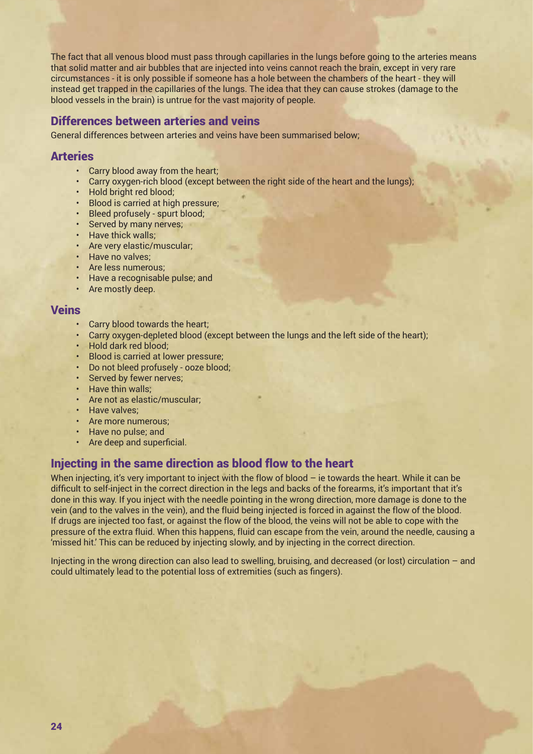The fact that all venous blood must pass through capillaries in the lungs before going to the arteries means that solid matter and air bubbles that are injected into veins cannot reach the brain, except in very rare circumstances - it is only possible if someone has a hole between the chambers of the heart - they will instead get trapped in the capillaries of the lungs. The idea that they can cause strokes (damage to the blood vessels in the brain) is untrue for the vast majority of people.

## Differences between arteries and veins

General differences between arteries and veins have been summarised below;

## Arteries

- Carry blood away from the heart;
- Carry oxygen-rich blood (except between the right side of the heart and the lungs);
- Hold bright red blood;
- Blood is carried at high pressure;
- Bleed profusely - spurt blood;
- Served by many nerves;
- Have thick walls;
- Are very elastic/muscular;
- Have no valves;
- Are less numerous;
- Have a recognisable pulse; and
- Are mostly deep.

## Veins

- Carry blood towards the heart;
- Carry oxygen-depleted blood (except between the lungs and the left side of the heart);
- Hold dark red blood;
- Blood is carried at lower pressure;
- Do not bleed profusely - ooze blood;
- Served by fewer nerves;
- Have thin walls;
- Are not as elastic/muscular;
- Have valves;
- Are more numerous;
- Have no pulse; and
- Are deep and superficial.

## Injecting in the same direction as blood flow to the heart

When injecting, it's very important to inject with the flow of blood – ie towards the heart. While it can be difficult to self-inject in the correct direction in the legs and backs of the forearms, it's important that it's done in this way. If you inject with the needle pointing in the wrong direction, more damage is done to the vein (and to the valves in the vein), and the fluid being injected is forced in against the flow of the blood. If drugs are injected too fast, or against the flow of the blood, the veins will not be able to cope with the pressure of the extra fluid. When this happens, fluid can escape from the vein, around the needle, causing a 'missed hit.' This can be reduced by injecting slowly, and by injecting in the correct direction.

Injecting in the wrong direction can also lead to swelling, bruising, and decreased (or lost) circulation – and could ultimately lead to the potential loss of extremities (such as fingers).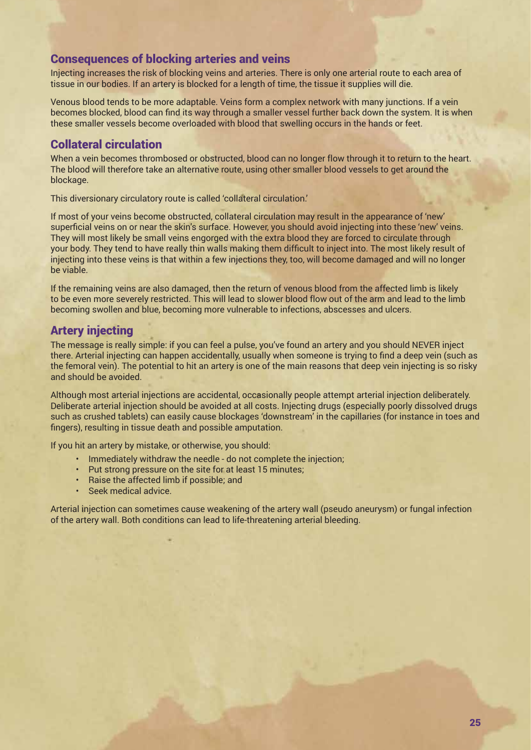## Consequences of blocking arteries and veins

Injecting increases the risk of blocking veins and arteries. There is only one arterial route to each area of tissue in our bodies. If an artery is blocked for a length of time, the tissue it supplies will die.

Venous blood tends to be more adaptable. Veins form a complex network with many junctions. If a vein becomes blocked, blood can find its way through a smaller vessel further back down the system. It is when these smaller vessels become overloaded with blood that swelling occurs in the hands or feet.

## Collateral circulation

When a vein becomes thrombosed or obstructed, blood can no longer flow through it to return to the heart. The blood will therefore take an alternative route, using other smaller blood vessels to get around the blockage.

This diversionary circulatory route is called 'collateral circulation.'

If most of your veins become obstructed, collateral circulation may result in the appearance of 'new' superficial veins on or near the skin's surface. However, you should avoid injecting into these 'new' veins. They will most likely be small veins engorged with the extra blood they are forced to circulate through your body. They tend to have really thin walls making them difficult to inject into. The most likely result of injecting into these veins is that within a few injections they, too, will become damaged and will no longer be viable.

If the remaining veins are also damaged, then the return of venous blood from the affected limb is likely to be even more severely restricted. This will lead to slower blood flow out of the arm and lead to the limb becoming swollen and blue, becoming more vulnerable to infections, abscesses and ulcers.

## Artery injecting

The message is really simple: if you can feel a pulse, you've found an artery and you should NEVER inject there. Arterial injecting can happen accidentally, usually when someone is trying to find a deep vein (such as the femoral vein). The potential to hit an artery is one of the main reasons that deep vein injecting is so risky and should be avoided.

Although most arterial injections are accidental, occasionally people attempt arterial injection deliberately. Deliberate arterial injection should be avoided at all costs. Injecting drugs (especially poorly dissolved drugs such as crushed tablets) can easily cause blockages 'downstream' in the capillaries (for instance in toes and fingers), resulting in tissue death and possible amputation.

If you hit an artery by mistake, or otherwise, you should:

- Immediately withdraw the needle - do not complete the injection;
- Put strong pressure on the site for at least 15 minutes;
- Raise the affected limb if possible; and
- Seek medical advice.

Arterial injection can sometimes cause weakening of the artery wall (pseudo aneurysm) or fungal infection of the artery wall. Both conditions can lead to life-threatening arterial bleeding.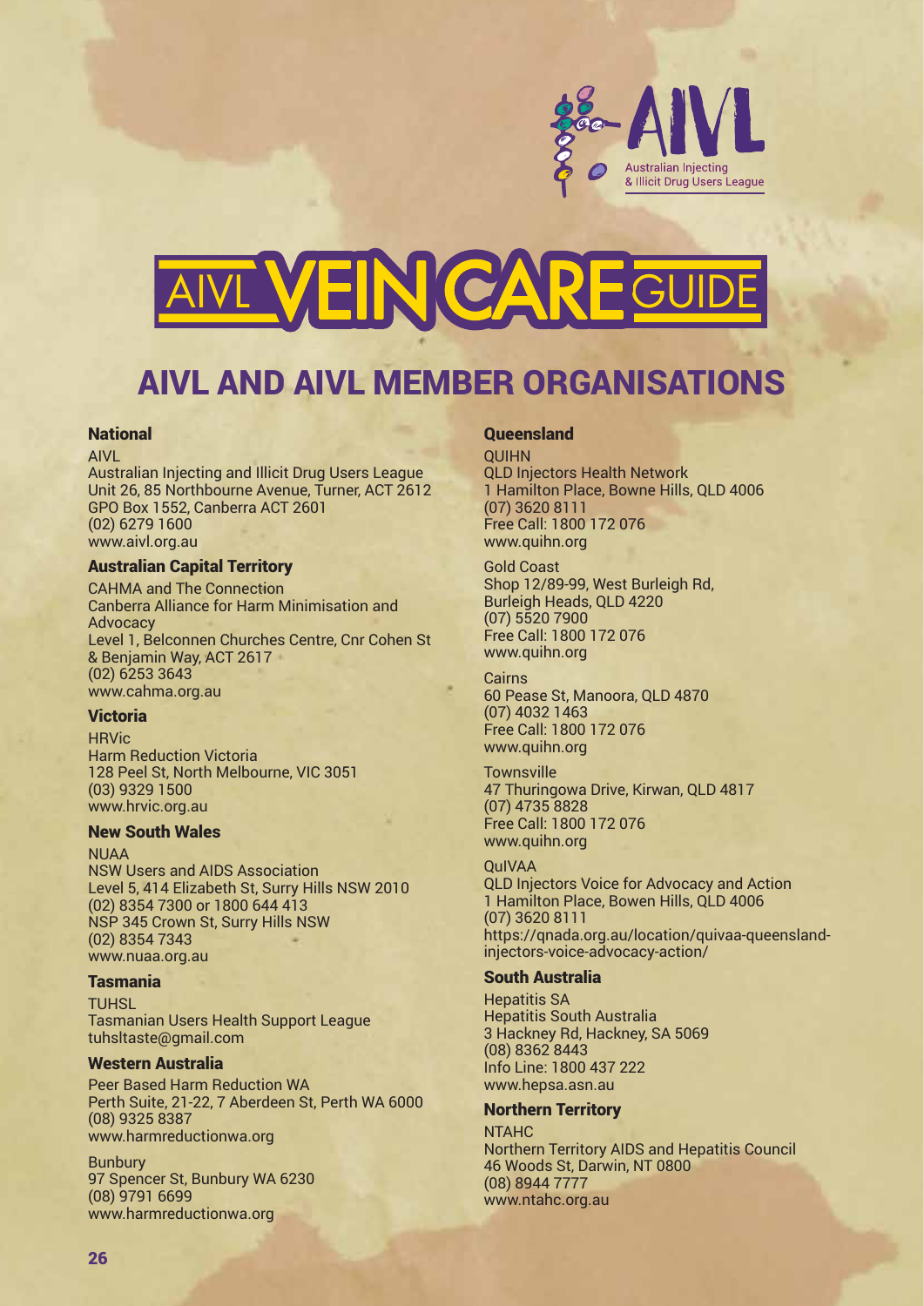AIVL
Australian Injecting & Illicit Drug Users League

# AIVL VEIN CARE GUIDE

## AIVL AND AIVL MEMBER ORGANISATIONS

### National

AIVL
Australian Injecting and Illicit Drug Users League
Unit 26, 85 Northbourne Avenue, Turner, ACT 2612
GPO Box 1552, Canberra ACT 2601
(02) 6279 1600
www.aivl.org.au

### Australian Capital Territory

CAHMA and The Connection
Canberra Alliance for Harm Minimisation and Advocacy
Level 1, Belconnen Churches Centre, Cnr Cohen St & Benjamin Way, ACT 2617
(02) 6253 3643
www.cahma.org.au

### Victoria

HRVic
Harm Reduction Victoria
128 Peel St, North Melbourne, VIC 3051
(03) 9329 1500
www.hrvic.org.au

### New South Wales

NUAA
NSW Users and AIDS Association
Level 5, 414 Elizabeth St, Surry Hills NSW 2010
(02) 8354 7300 or 1800 644 413
NSP 345 Crown St, Surry Hills NSW
(02) 8354 7343
www.nuaa.org.au

### Tasmania

TUHSL
Tasmanian Users Health Support League
tuhsltaste@gmail.com

### Western Australia

Peer Based Harm Reduction WA
Perth Suite, 21-22, 7 Aberdeen St, Perth WA 6000
(08) 9325 8387
www.harmreductionwa.org

Bunbury
97 Spencer St, Bunbury WA 6230
(08) 9791 6699
www.harmreductionwa.org

### Queensland

QUIHN
QLD Injectors Health Network
1 Hamilton Place, Bowne Hills, QLD 4006
(07) 3620 8111
Free Call: 1800 172 076
www.quihn.org

Gold Coast
Shop 12/89-99, West Burleigh Rd, Burleigh Heads, QLD 4220
(07) 5520 7900
Free Call: 1800 172 076
www.quihn.org

Cairns
60 Pease St, Manoora, QLD 4870
(07) 4032 1463
Free Call: 1800 172 076
www.quihn.org

Townsville
47 Thuringowa Drive, Kirwan, QLD 4817
(07) 4735 8828
Free Call: 1800 172 076
www.quihn.org

QuIVAA
QLD Injectors Voice for Advocacy and Action
1 Hamilton Place, Bowen Hills, QLD 4006
(07) 3620 8111
https://qnada.org.au/location/quivaa-queensland-injectors-voice-advocacy-action/

### South Australia

Hepatitis SA
Hepatitis South Australia
3 Hackney Rd, Hackney, SA 5069
(08) 8362 8443
Info Line: 1800 437 222
www.hepsa.asn.au

### Northern Territory

NTAHC
Northern Territory AIDS and Hepatitis Council
46 Woods St, Darwin, NT 0800
(08) 8944 7777
www.ntahc.org.au